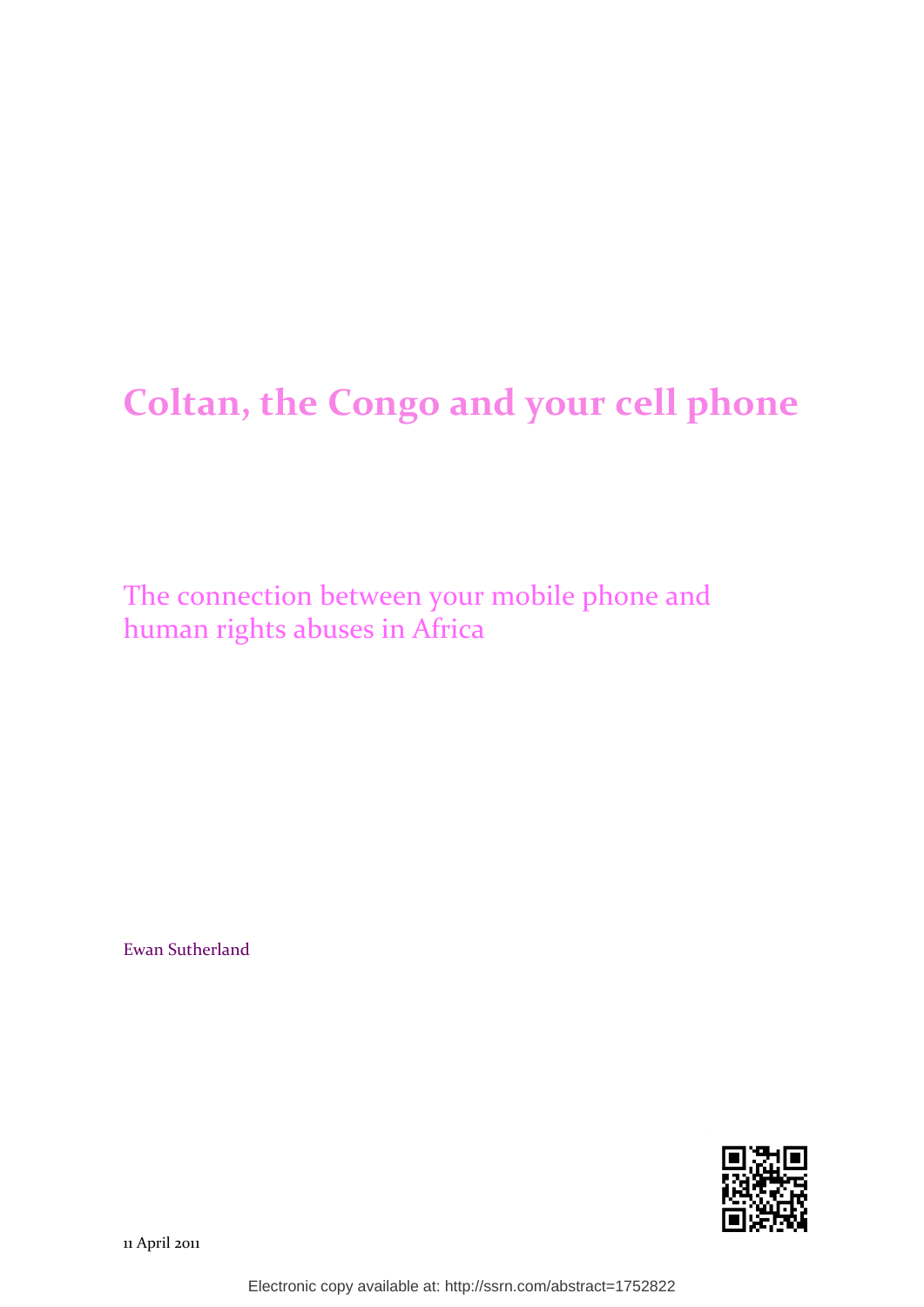# Coltan, the Congo and your cell phone

## The connection between your mobile phone and human rights abuses in Africa

Ewan Sutherland

11 April 2011

Electronic copy available at: http://ssrn.com/abstract=1752822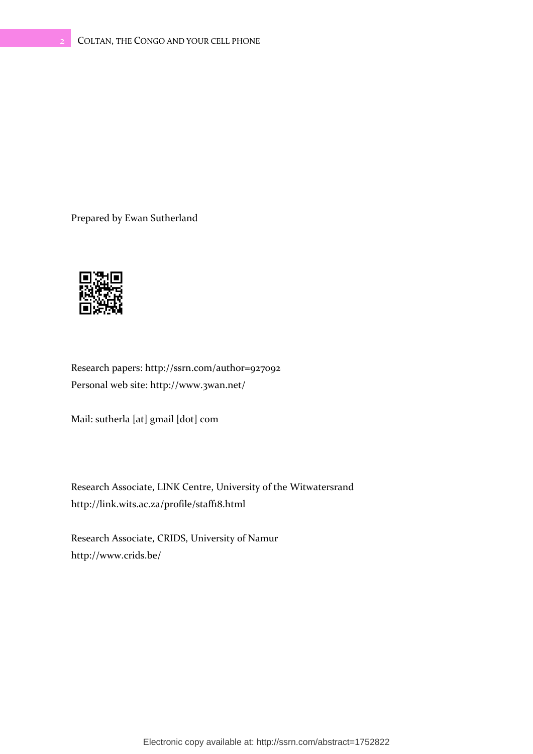Prepared by Ewan Sutherland

Research papers: http://ssrn.com/author=927092
Personal web site: http://www.3wan.net/

Mail: sutherla [at] gmail [dot] com

Research Associate, LINK Centre, University of the Witwatersrand
http://link.wits.ac.za/profile/staff18.html

Research Associate, CRIDS, University of Namur
http://www.crids.be/

Electronic copy available at: http://ssrn.com/abstract=1752822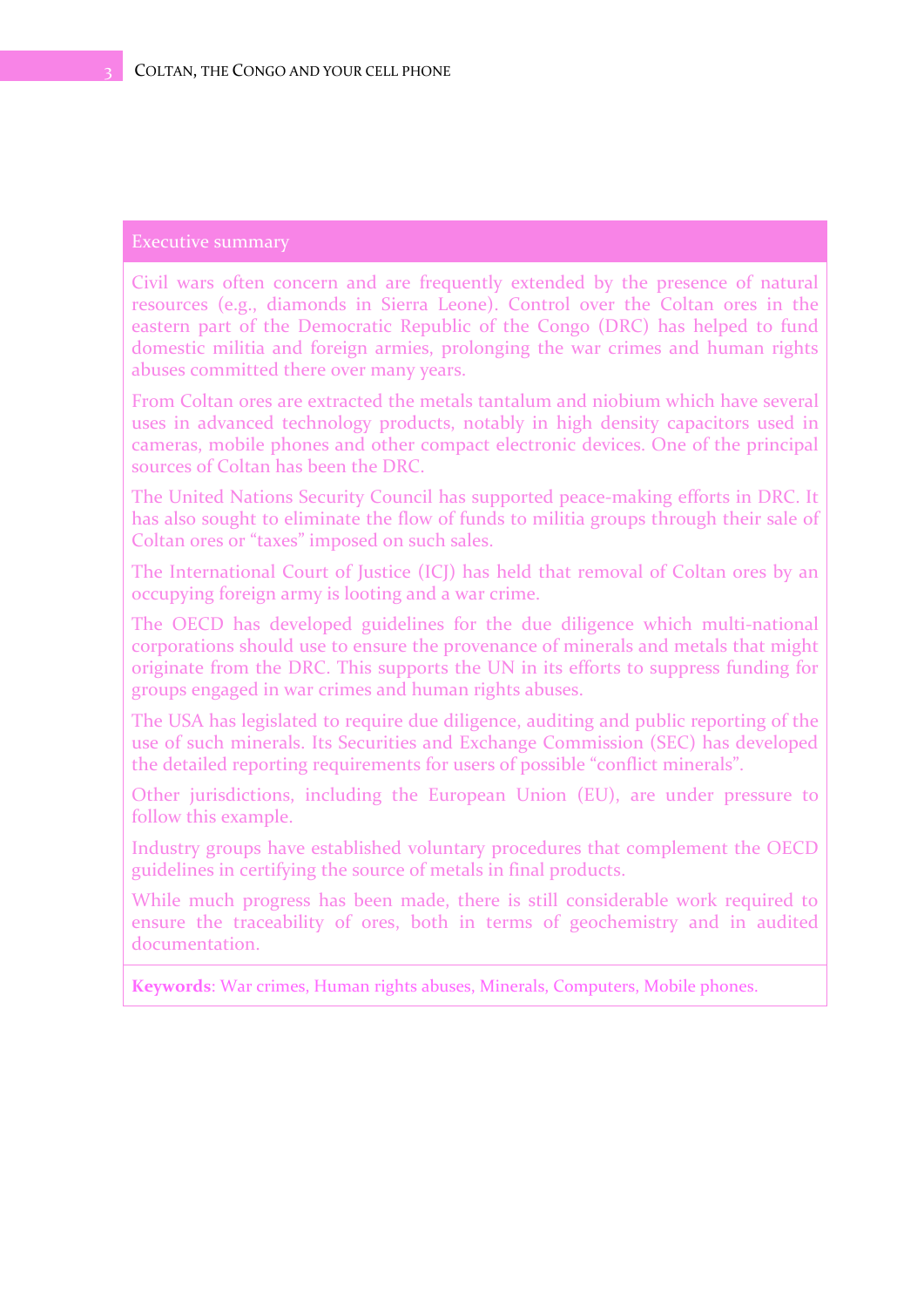## Executive summary

Civil wars often concern and are frequently extended by the presence of natural resources (e.g., diamonds in Sierra Leone). Control over the Coltan ores in the eastern part of the Democratic Republic of the Congo (DRC) has helped to fund domestic militia and foreign armies, prolonging the war crimes and human rights abuses committed there over many years.

From Coltan ores are extracted the metals tantalum and niobium which have several uses in advanced technology products, notably in high density capacitors used in cameras, mobile phones and other compact electronic devices. One of the principal sources of Coltan has been the DRC.

The United Nations Security Council has supported peace-making efforts in DRC. It has also sought to eliminate the flow of funds to militia groups through their sale of Coltan ores or "taxes" imposed on such sales.

The International Court of Justice (ICJ) has held that removal of Coltan ores by an occupying foreign army is looting and a war crime.

The OECD has developed guidelines for the due diligence which multi-national corporations should use to ensure the provenance of minerals and metals that might originate from the DRC. This supports the UN in its efforts to suppress funding for groups engaged in war crimes and human rights abuses.

The USA has legislated to require due diligence, auditing and public reporting of the use of such minerals. Its Securities and Exchange Commission (SEC) has developed the detailed reporting requirements for users of possible "conflict minerals".

Other jurisdictions, including the European Union (EU), are under pressure to follow this example.

Industry groups have established voluntary procedures that complement the OECD guidelines in certifying the source of metals in final products.

While much progress has been made, there is still considerable work required to ensure the traceability of ores, both in terms of geochemistry and in audited documentation.

**Keywords**: War crimes, Human rights abuses, Minerals, Computers, Mobile phones.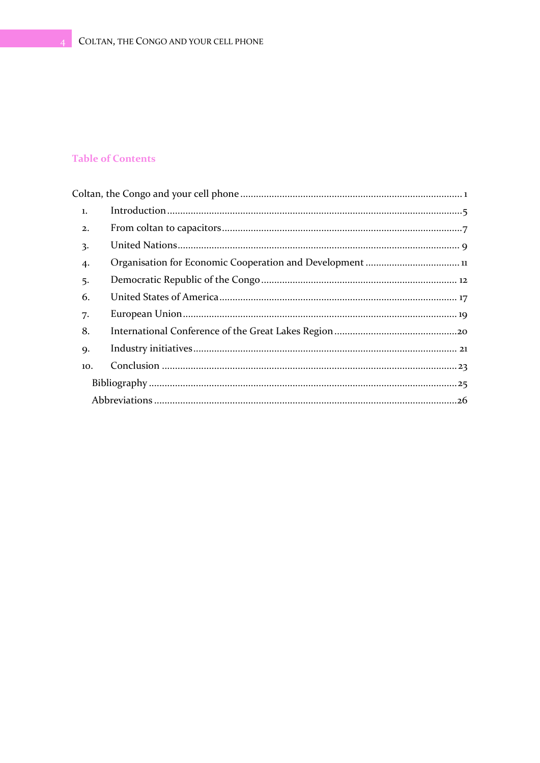## Table of Contents

Coltan, the Congo and your cell phone ........................................ 1

1. Introduction ........................................ 5
2. From coltan to capacitors ........................................ 7
3. United Nations ........................................ 9
4. Organisation for Economic Cooperation and Development ........................................ 11
5. Democratic Republic of the Congo ........................................ 12
6. United States of America ........................................ 17
7. European Union ........................................ 19
8. International Conference of the Great Lakes Region ........................................ 20
9. Industry initiatives ........................................ 21
10. Conclusion ........................................ 23

Bibliography ........................................ 25

Abbreviations ........................................ 26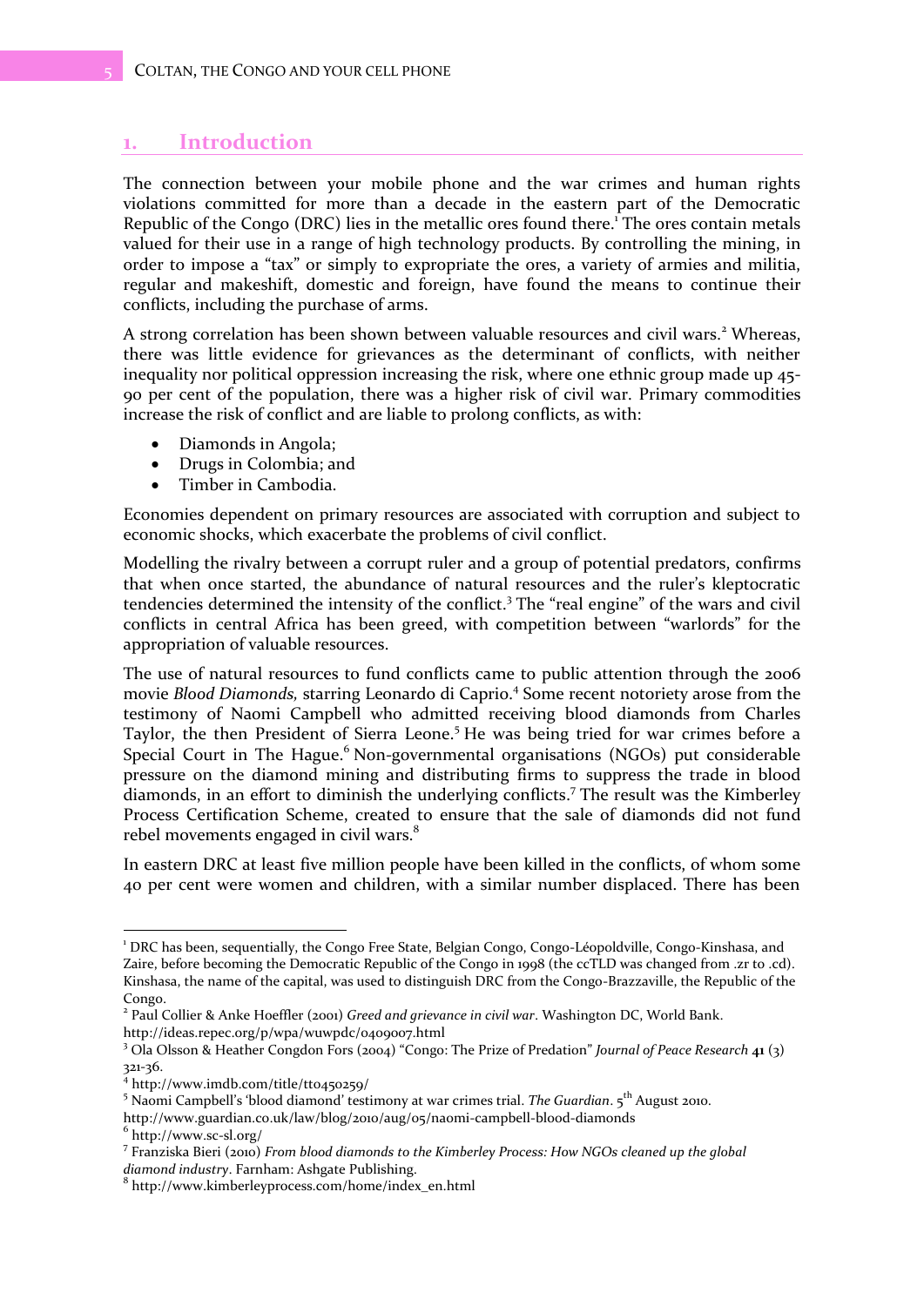## 1. Introduction

The connection between your mobile phone and the war crimes and human rights violations committed for more than a decade in the eastern part of the Democratic Republic of the Congo (DRC) lies in the metallic ores found there.[1] The ores contain metals valued for their use in a range of high technology products. By controlling the mining, in order to impose a "tax" or simply to expropriate the ores, a variety of armies and militia, regular and makeshift, domestic and foreign, have found the means to continue their conflicts, including the purchase of arms.

A strong correlation has been shown between valuable resources and civil wars.[2] Whereas, there was little evidence for grievances as the determinant of conflicts, with neither inequality nor political oppression increasing the risk, where one ethnic group made up 45-90 per cent of the population, there was a higher risk of civil war. Primary commodities increase the risk of conflict and are liable to prolong conflicts, as with:

- Diamonds in Angola;
- Drugs in Colombia; and
- Timber in Cambodia.

Economies dependent on primary resources are associated with corruption and subject to economic shocks, which exacerbate the problems of civil conflict.

Modelling the rivalry between a corrupt ruler and a group of potential predators, confirms that when once started, the abundance of natural resources and the ruler's kleptocratic tendencies determined the intensity of the conflict.[3] The "real engine" of the wars and civil conflicts in central Africa has been greed, with competition between "warlords" for the appropriation of valuable resources.

The use of natural resources to fund conflicts came to public attention through the 2006 movie *Blood Diamonds,* starring Leonardo di Caprio.[4] Some recent notoriety arose from the testimony of Naomi Campbell who admitted receiving blood diamonds from Charles Taylor, the then President of Sierra Leone.[5] He was being tried for war crimes before a Special Court in The Hague.[6] Non-governmental organisations (NGOs) put considerable pressure on the diamond mining and distributing firms to suppress the trade in blood diamonds, in an effort to diminish the underlying conflicts.[7] The result was the Kimberley Process Certification Scheme, created to ensure that the sale of diamonds did not fund rebel movements engaged in civil wars.[8]

In eastern DRC at least five million people have been killed in the conflicts, of whom some 40 per cent were women and children, with a similar number displaced. There has been

---

[1] DRC has been, sequentially, the Congo Free State, Belgian Congo, Congo-Léopoldville, Congo-Kinshasa, and Zaire, before becoming the Democratic Republic of the Congo in 1998 (the ccTLD was changed from .zr to .cd). Kinshasa, the name of the capital, was used to distinguish DRC from the Congo-Brazzaville, the Republic of the Congo.

[2] Paul Collier & Anke Hoeffler (2001) *Greed and grievance in civil war*. Washington DC, World Bank. http://ideas.repec.org/p/wpa/wuwpdc/0409007.html

[3] Ola Olsson & Heather Congdon Fors (2004) "Congo: The Prize of Predation" *Journal of Peace Research* **41** (3) 321-36.

[4] http://www.imdb.com/title/tt0450259/

[5] Naomi Campbell's 'blood diamond' testimony at war crimes trial. *The Guardian*. 5th August 2010. http://www.guardian.co.uk/law/blog/2010/aug/05/naomi-campbell-blood-diamonds

[6] http://www.sc-sl.org/

[7] Franziska Bieri (2010) *From blood diamonds to the Kimberley Process: How NGOs cleaned up the global diamond industry*. Farnham: Ashgate Publishing.

[8] http://www.kimberleyprocess.com/home/index_en.html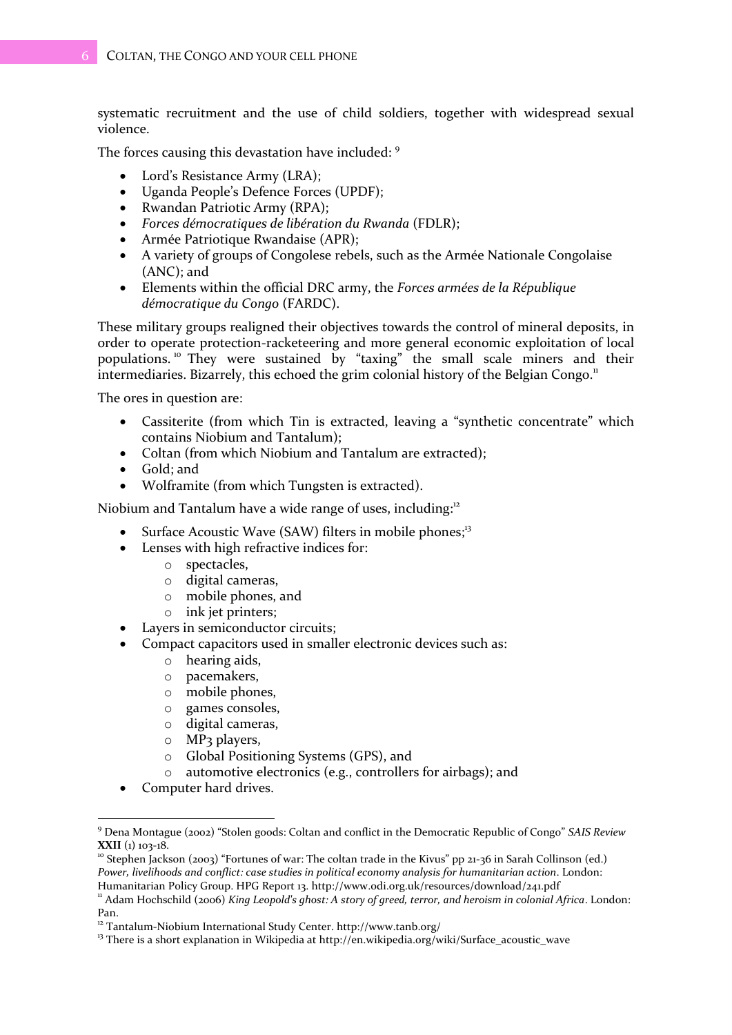systematic recruitment and the use of child soldiers, together with widespread sexual violence.

The forces causing this devastation have included: [9]

- Lord's Resistance Army (LRA);
- Uganda People's Defence Forces (UPDF);
- Rwandan Patriotic Army (RPA);
- *Forces démocratiques de libération du Rwanda* (FDLR);
- Armée Patriotique Rwandaise (APR);
- A variety of groups of Congolese rebels, such as the Armée Nationale Congolaise (ANC); and
- Elements within the official DRC army, the *Forces armées de la République démocratique du Congo* (FARDC).

These military groups realigned their objectives towards the control of mineral deposits, in order to operate protection-racketeering and more general economic exploitation of local populations. [10] They were sustained by "taxing" the small scale miners and their intermediaries. Bizarrely, this echoed the grim colonial history of the Belgian Congo.[11]

The ores in question are:

- Cassiterite (from which Tin is extracted, leaving a "synthetic concentrate" which contains Niobium and Tantalum);
- Coltan (from which Niobium and Tantalum are extracted);
- Gold; and
- Wolframite (from which Tungsten is extracted).

Niobium and Tantalum have a wide range of uses, including:[12]

- Surface Acoustic Wave (SAW) filters in mobile phones;[13]
- Lenses with high refractive indices for:
  - spectacles,
  - digital cameras,
  - mobile phones, and
  - ink jet printers;
- Layers in semiconductor circuits;
- Compact capacitors used in smaller electronic devices such as:
  - hearing aids,
  - pacemakers,
  - mobile phones,
  - games consoles,
  - digital cameras,
  - MP3 players,
  - Global Positioning Systems (GPS), and
  - automotive electronics (e.g., controllers for airbags); and
- Computer hard drives.

---

[9] Dena Montague (2002) "Stolen goods: Coltan and conflict in the Democratic Republic of Congo" *SAIS Review* **XXII** (1) 103-18.

[10] Stephen Jackson (2003) "Fortunes of war: The coltan trade in the Kivus" pp 21-36 in Sarah Collinson (ed.) *Power, livelihoods and conflict: case studies in political economy analysis for humanitarian action*. London: Humanitarian Policy Group. HPG Report 13. http://www.odi.org.uk/resources/download/241.pdf

[11] Adam Hochschild (2006) *King Leopold's ghost: A story of greed, terror, and heroism in colonial Africa*. London: Pan.

[12] Tantalum-Niobium International Study Center. http://www.tanb.org/

[13] There is a short explanation in Wikipedia at http://en.wikipedia.org/wiki/Surface_acoustic_wave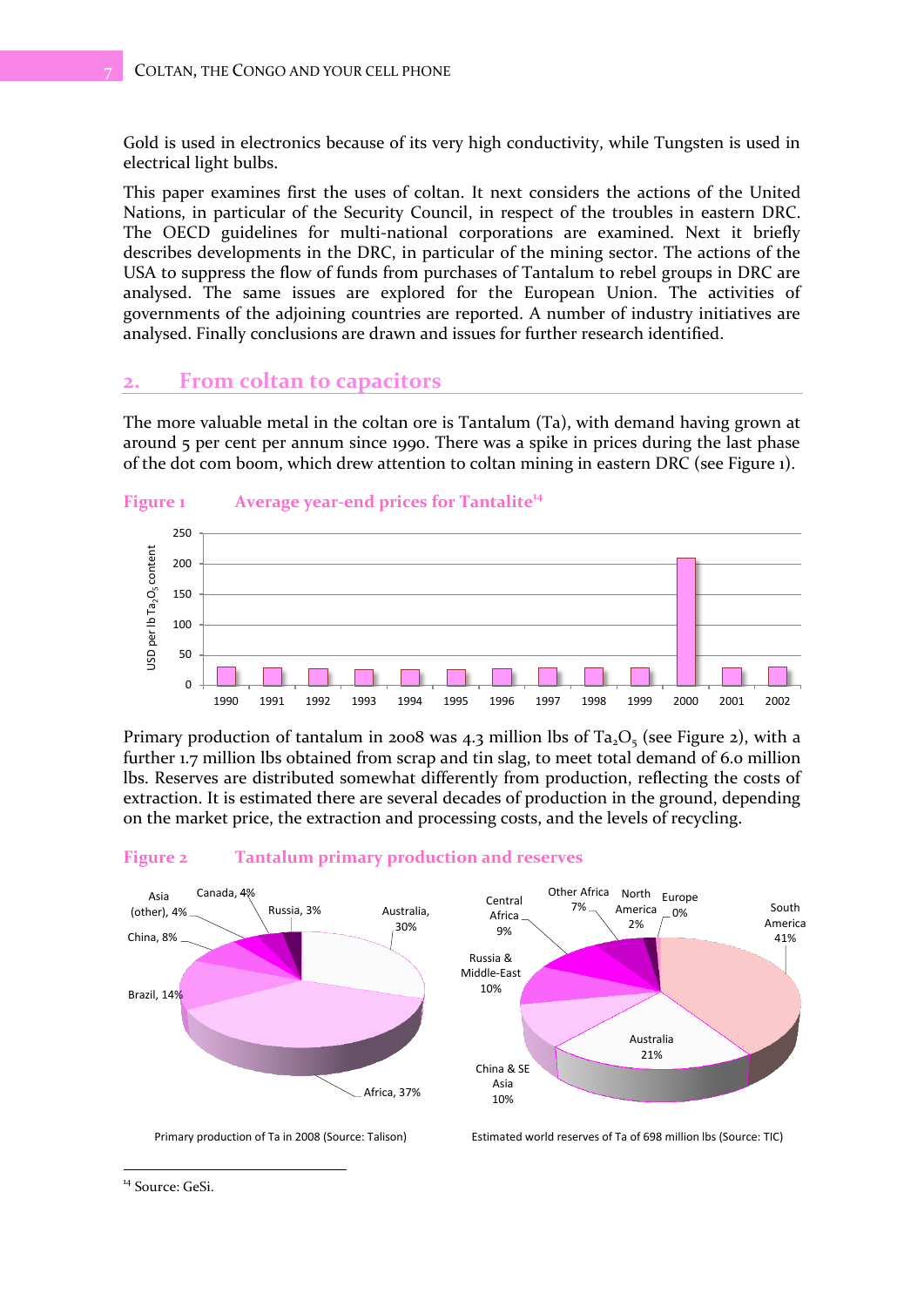Gold is used in electronics because of its very high conductivity, while Tungsten is used in electrical light bulbs.

This paper examines first the uses of coltan. It next considers the actions of the United Nations, in particular of the Security Council, in respect of the troubles in eastern DRC. The OECD guidelines for multi-national corporations are examined. Next it briefly describes developments in the DRC, in particular of the mining sector. The actions of the USA to suppress the flow of funds from purchases of Tantalum to rebel groups in DRC are analysed. The same issues are explored for the European Union. The activities of governments of the adjoining countries are reported. A number of industry initiatives are analysed. Finally conclusions are drawn and issues for further research identified.

## 2. From coltan to capacitors

The more valuable metal in the coltan ore is Tantalum (Ta), with demand having grown at around 5 per cent per annum since 1990. There was a spike in prices during the last phase of the dot com boom, which drew attention to coltan mining in eastern DRC (see Figure 1).

**Figure 1 Average year-end prices for Tantalite**[14]

Primary production of tantalum in 2008 was 4.3 million lbs of $Ta_2O_5$ (see Figure 2), with a further 1.7 million lbs obtained from scrap and tin slag, to meet total demand of 6.0 million lbs. Reserves are distributed somewhat differently from production, reflecting the costs of extraction. It is estimated there are several decades of production in the ground, depending on the market price, the extraction and processing costs, and the levels of recycling.

**Figure 2 Tantalum primary production and reserves**

Primary production of Ta in 2008 (Source: Talison)

Estimated world reserves of Ta of 698 million lbs (Source: TIC)

[14] Source: GeSi.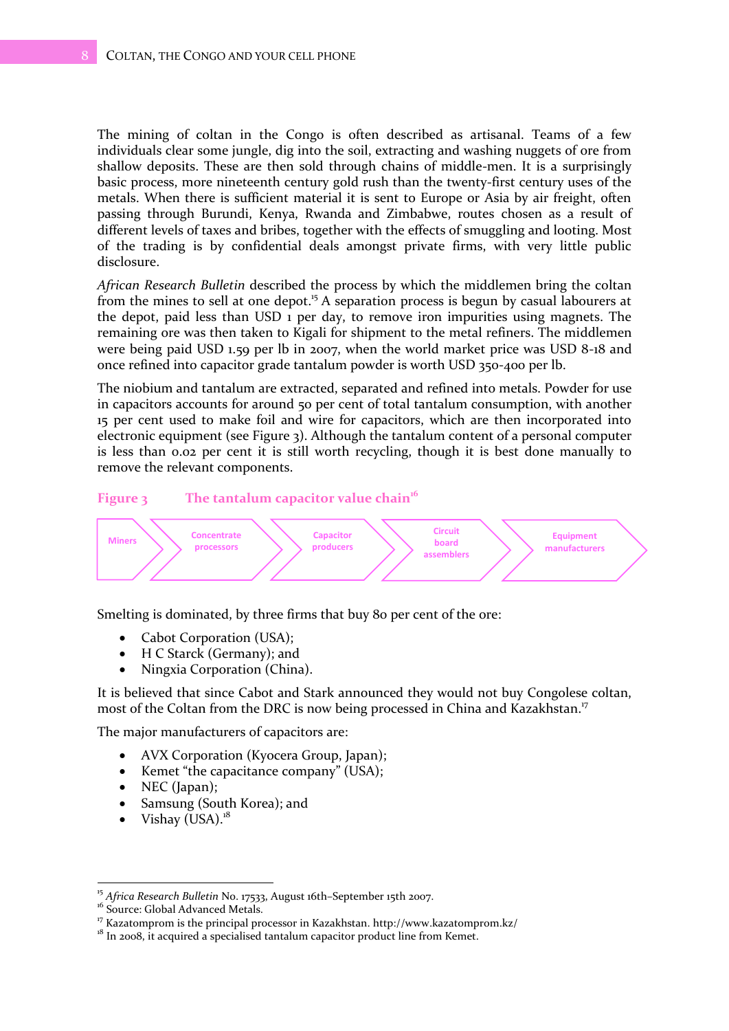The mining of coltan in the Congo is often described as artisanal. Teams of a few individuals clear some jungle, dig into the soil, extracting and washing nuggets of ore from shallow deposits. These are then sold through chains of middle-men. It is a surprisingly basic process, more nineteenth century gold rush than the twenty-first century uses of the metals. When there is sufficient material it is sent to Europe or Asia by air freight, often passing through Burundi, Kenya, Rwanda and Zimbabwe, routes chosen as a result of different levels of taxes and bribes, together with the effects of smuggling and looting. Most of the trading is by confidential deals amongst private firms, with very little public disclosure.

*African Research Bulletin* described the process by which the middlemen bring the coltan from the mines to sell at one depot.[15] A separation process is begun by casual labourers at the depot, paid less than USD 1 per day, to remove iron impurities using magnets. The remaining ore was then taken to Kigali for shipment to the metal refiners. The middlemen were being paid USD 1.59 per lb in 2007, when the world market price was USD 8-18 and once refined into capacitor grade tantalum powder is worth USD 350-400 per lb.

The niobium and tantalum are extracted, separated and refined into metals. Powder for use in capacitors accounts for around 50 per cent of total tantalum consumption, with another 15 per cent used to make foil and wire for capacitors, which are then incorporated into electronic equipment (see Figure 3). Although the tantalum content of a personal computer is less than 0.02 per cent it is still worth recycling, though it is best done manually to remove the relevant components.

**Figure 3 The tantalum capacitor value chain**[16]

Miners → Concentrate processors → Capacitor producers → Circuit board assemblers → Equipment manufacturers

Smelting is dominated, by three firms that buy 80 per cent of the ore:

- Cabot Corporation (USA);
- H C Starck (Germany); and
- Ningxia Corporation (China).

It is believed that since Cabot and Stark announced they would not buy Congolese coltan, most of the Coltan from the DRC is now being processed in China and Kazakhstan.[17]

The major manufacturers of capacitors are:

- AVX Corporation (Kyocera Group, Japan);
- Kemet "the capacitance company" (USA);
- NEC (Japan);
- Samsung (South Korea); and
- Vishay (USA).[18]

---

[15] *Africa Research Bulletin* No. 17533, August 16th–September 15th 2007.
[16] Source: Global Advanced Metals.
[17] Kazatomprom is the principal processor in Kazakhstan. http://www.kazatomprom.kz/
[18] In 2008, it acquired a specialised tantalum capacitor product line from Kemet.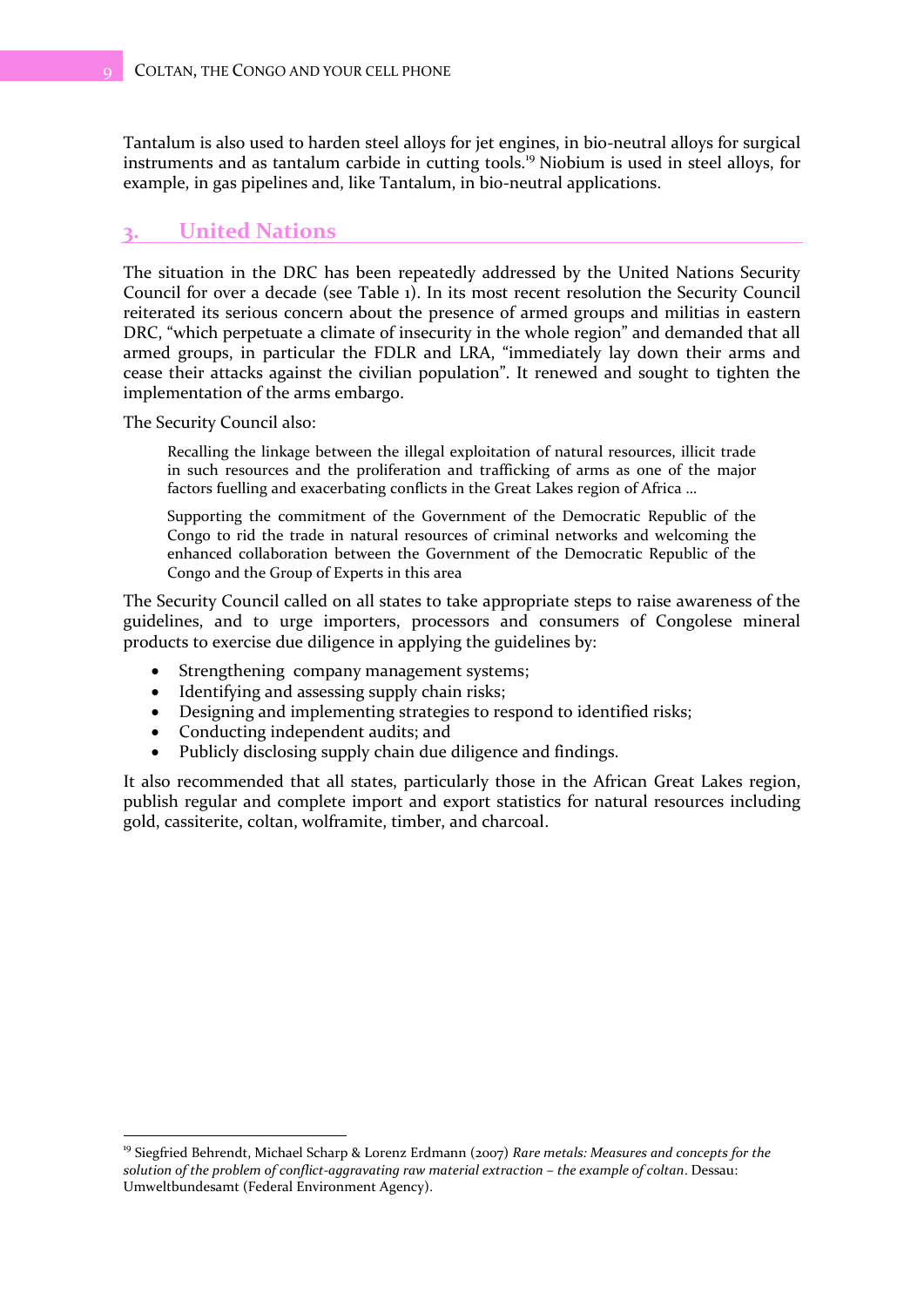Tantalum is also used to harden steel alloys for jet engines, in bio-neutral alloys for surgical instruments and as tantalum carbide in cutting tools.[19] Niobium is used in steel alloys, for example, in gas pipelines and, like Tantalum, in bio-neutral applications.

## 3. United Nations

The situation in the DRC has been repeatedly addressed by the United Nations Security Council for over a decade (see Table 1). In its most recent resolution the Security Council reiterated its serious concern about the presence of armed groups and militias in eastern DRC, "which perpetuate a climate of insecurity in the whole region" and demanded that all armed groups, in particular the FDLR and LRA, "immediately lay down their arms and cease their attacks against the civilian population". It renewed and sought to tighten the implementation of the arms embargo.

The Security Council also:

> Recalling the linkage between the illegal exploitation of natural resources, illicit trade in such resources and the proliferation and trafficking of arms as one of the major factors fuelling and exacerbating conflicts in the Great Lakes region of Africa …
>
> Supporting the commitment of the Government of the Democratic Republic of the Congo to rid the trade in natural resources of criminal networks and welcoming the enhanced collaboration between the Government of the Democratic Republic of the Congo and the Group of Experts in this area

The Security Council called on all states to take appropriate steps to raise awareness of the guidelines, and to urge importers, processors and consumers of Congolese mineral products to exercise due diligence in applying the guidelines by:

- Strengthening company management systems;
- Identifying and assessing supply chain risks;
- Designing and implementing strategies to respond to identified risks;
- Conducting independent audits; and
- Publicly disclosing supply chain due diligence and findings.

It also recommended that all states, particularly those in the African Great Lakes region, publish regular and complete import and export statistics for natural resources including gold, cassiterite, coltan, wolframite, timber, and charcoal.

---

[19] Siegfried Behrendt, Michael Scharp & Lorenz Erdmann (2007) *Rare metals: Measures and concepts for the solution of the problem of conflict-aggravating raw material extraction – the example of coltan*. Dessau: Umweltbundesamt (Federal Environment Agency).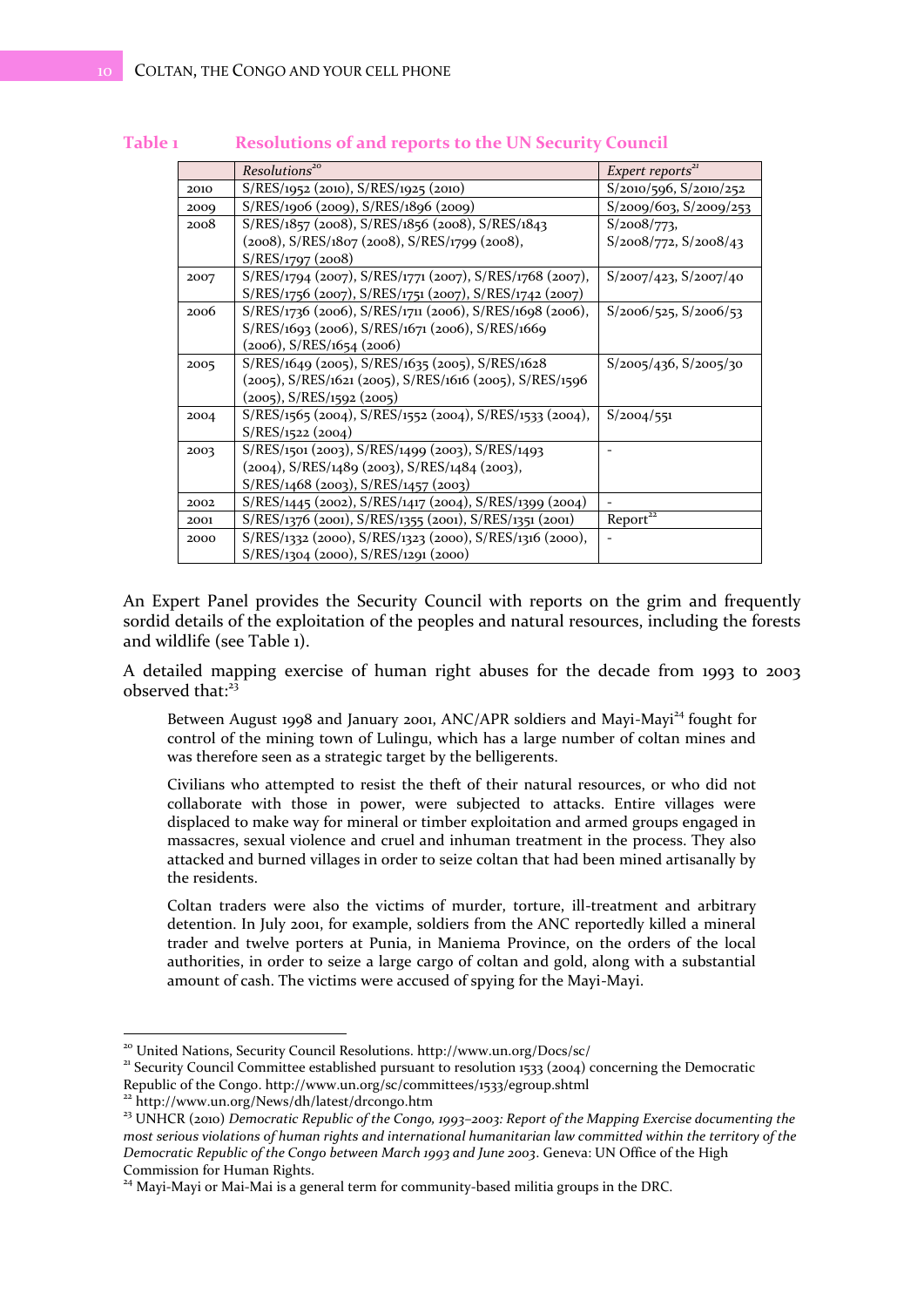**Table 1 Resolutions of and reports to the UN Security Council**

| | *Resolutions*[20] | *Expert reports*[21] |
|---|---|---|
| 2010 | S/RES/1952 (2010), S/RES/1925 (2010) | S/2010/596, S/2010/252 |
| 2009 | S/RES/1906 (2009), S/RES/1896 (2009) | S/2009/603, S/2009/253 |
| 2008 | S/RES/1857 (2008), S/RES/1856 (2008), S/RES/1843 (2008), S/RES/1807 (2008), S/RES/1799 (2008), S/RES/1797 (2008) | S/2008/773, S/2008/772, S/2008/43 |
| 2007 | S/RES/1794 (2007), S/RES/1771 (2007), S/RES/1768 (2007), S/RES/1756 (2007), S/RES/1751 (2007), S/RES/1742 (2007) | S/2007/423, S/2007/40 |
| 2006 | S/RES/1736 (2006), S/RES/1711 (2006), S/RES/1698 (2006), S/RES/1693 (2006), S/RES/1671 (2006), S/RES/1669 (2006), S/RES/1654 (2006) | S/2006/525, S/2006/53 |
| 2005 | S/RES/1649 (2005), S/RES/1635 (2005), S/RES/1628 (2005), S/RES/1621 (2005), S/RES/1616 (2005), S/RES/1596 (2005), S/RES/1592 (2005) | S/2005/436, S/2005/30 |
| 2004 | S/RES/1565 (2004), S/RES/1552 (2004), S/RES/1533 (2004), S/RES/1522 (2004) | S/2004/551 |
| 2003 | S/RES/1501 (2003), S/RES/1499 (2003), S/RES/1493 (2004), S/RES/1489 (2003), S/RES/1484 (2003), S/RES/1468 (2003), S/RES/1457 (2003) | - |
| 2002 | S/RES/1445 (2002), S/RES/1417 (2004), S/RES/1399 (2004) | - |
| 2001 | S/RES/1376 (2001), S/RES/1355 (2001), S/RES/1351 (2001) | Report[22] |
| 2000 | S/RES/1332 (2000), S/RES/1323 (2000), S/RES/1316 (2000), S/RES/1304 (2000), S/RES/1291 (2000) | - |

An Expert Panel provides the Security Council with reports on the grim and frequently sordid details of the exploitation of the peoples and natural resources, including the forests and wildlife (see Table 1).

A detailed mapping exercise of human right abuses for the decade from 1993 to 2003 observed that:[23]

> Between August 1998 and January 2001, ANC/APR soldiers and Mayi-Mayi[24] fought for control of the mining town of Lulingu, which has a large number of coltan mines and was therefore seen as a strategic target by the belligerents.
>
> Civilians who attempted to resist the theft of their natural resources, or who did not collaborate with those in power, were subjected to attacks. Entire villages were displaced to make way for mineral or timber exploitation and armed groups engaged in massacres, sexual violence and cruel and inhuman treatment in the process. They also attacked and burned villages in order to seize coltan that had been mined artisanally by the residents.
>
> Coltan traders were also the victims of murder, torture, ill-treatment and arbitrary detention. In July 2001, for example, soldiers from the ANC reportedly killed a mineral trader and twelve porters at Punia, in Maniema Province, on the orders of the local authorities, in order to seize a large cargo of coltan and gold, along with a substantial amount of cash. The victims were accused of spying for the Mayi-Mayi.

---

[20] United Nations, Security Council Resolutions. http://www.un.org/Docs/sc/

[21] Security Council Committee established pursuant to resolution 1533 (2004) concerning the Democratic Republic of the Congo. http://www.un.org/sc/committees/1533/egroup.shtml

[22] http://www.un.org/News/dh/latest/drcongo.htm

[23] UNHCR (2010) *Democratic Republic of the Congo, 1993–2003: Report of the Mapping Exercise documenting the most serious violations of human rights and international humanitarian law committed within the territory of the Democratic Republic of the Congo between March 1993 and June 2003.* Geneva: UN Office of the High Commission for Human Rights.

[24] Mayi-Mayi or Mai-Mai is a general term for community-based militia groups in the DRC.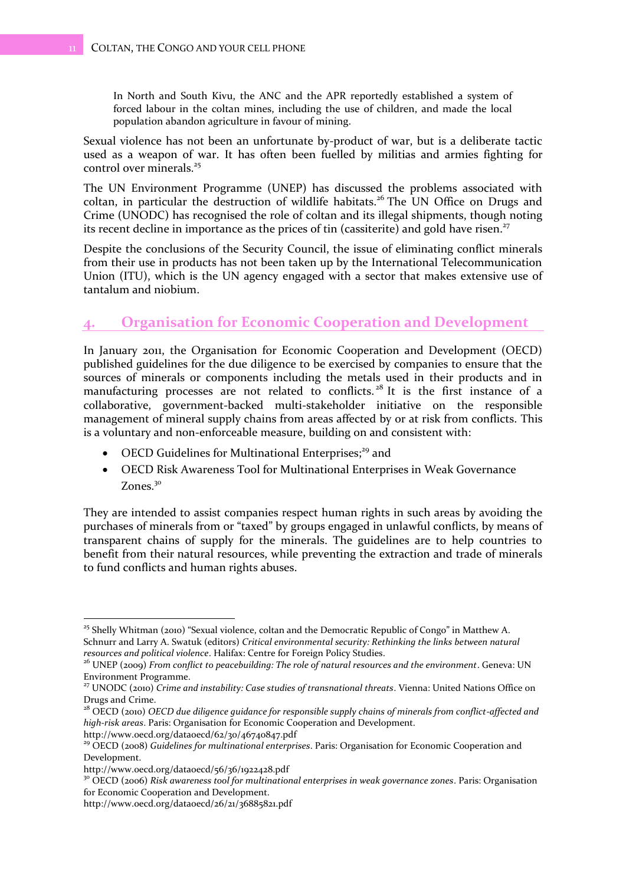> In North and South Kivu, the ANC and the APR reportedly established a system of forced labour in the coltan mines, including the use of children, and made the local population abandon agriculture in favour of mining.

Sexual violence has not been an unfortunate by-product of war, but is a deliberate tactic used as a weapon of war. It has often been fuelled by militias and armies fighting for control over minerals.[25]

The UN Environment Programme (UNEP) has discussed the problems associated with coltan, in particular the destruction of wildlife habitats.[26] The UN Office on Drugs and Crime (UNODC) has recognised the role of coltan and its illegal shipments, though noting its recent decline in importance as the prices of tin (cassiterite) and gold have risen.[27]

Despite the conclusions of the Security Council, the issue of eliminating conflict minerals from their use in products has not been taken up by the International Telecommunication Union (ITU), which is the UN agency engaged with a sector that makes extensive use of tantalum and niobium.

## 4. Organisation for Economic Cooperation and Development

In January 2011, the Organisation for Economic Cooperation and Development (OECD) published guidelines for the due diligence to be exercised by companies to ensure that the sources of minerals or components including the metals used in their products and in manufacturing processes are not related to conflicts.[28] It is the first instance of a collaborative, government-backed multi-stakeholder initiative on the responsible management of mineral supply chains from areas affected by or at risk from conflicts. This is a voluntary and non-enforceable measure, building on and consistent with:

- OECD Guidelines for Multinational Enterprises;[29] and
- OECD Risk Awareness Tool for Multinational Enterprises in Weak Governance Zones.[30]

They are intended to assist companies respect human rights in such areas by avoiding the purchases of minerals from or "taxed" by groups engaged in unlawful conflicts, by means of transparent chains of supply for the minerals. The guidelines are to help countries to benefit from their natural resources, while preventing the extraction and trade of minerals to fund conflicts and human rights abuses.

---

[25] Shelly Whitman (2010) "Sexual violence, coltan and the Democratic Republic of Congo" in Matthew A. Schnurr and Larry A. Swatuk (editors) *Critical environmental security: Rethinking the links between natural resources and political violence*. Halifax: Centre for Foreign Policy Studies.

[26] UNEP (2009) *From conflict to peacebuilding: The role of natural resources and the environment*. Geneva: UN Environment Programme.

[27] UNODC (2010) *Crime and instability: Case studies of transnational threats*. Vienna: United Nations Office on Drugs and Crime.

[28] OECD (2010) *OECD due diligence guidance for responsible supply chains of minerals from conflict-affected and high-risk areas*. Paris: Organisation for Economic Cooperation and Development. http://www.oecd.org/dataoecd/62/30/46740847.pdf

[29] OECD (2008) *Guidelines for multinational enterprises*. Paris: Organisation for Economic Cooperation and Development. http://www.oecd.org/dataoecd/56/36/1922428.pdf

[30] OECD (2006) *Risk awareness tool for multinational enterprises in weak governance zones*. Paris: Organisation for Economic Cooperation and Development. http://www.oecd.org/dataoecd/26/21/36885821.pdf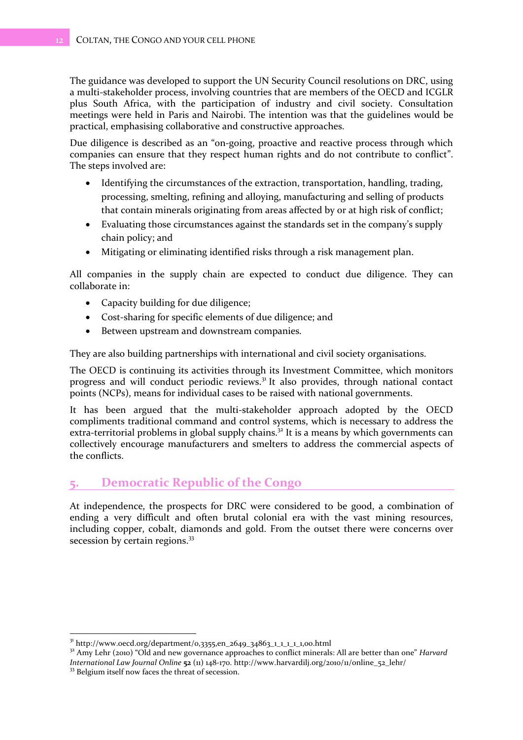The guidance was developed to support the UN Security Council resolutions on DRC, using a multi-stakeholder process, involving countries that are members of the OECD and ICGLR plus South Africa, with the participation of industry and civil society. Consultation meetings were held in Paris and Nairobi. The intention was that the guidelines would be practical, emphasising collaborative and constructive approaches.

Due diligence is described as an "on-going, proactive and reactive process through which companies can ensure that they respect human rights and do not contribute to conflict". The steps involved are:

- Identifying the circumstances of the extraction, transportation, handling, trading, processing, smelting, refining and alloying, manufacturing and selling of products that contain minerals originating from areas affected by or at high risk of conflict;
- Evaluating those circumstances against the standards set in the company's supply chain policy; and
- Mitigating or eliminating identified risks through a risk management plan.

All companies in the supply chain are expected to conduct due diligence. They can collaborate in:

- Capacity building for due diligence;
- Cost-sharing for specific elements of due diligence; and
- Between upstream and downstream companies.

They are also building partnerships with international and civil society organisations.

The OECD is continuing its activities through its Investment Committee, which monitors progress and will conduct periodic reviews.[31] It also provides, through national contact points (NCPs), means for individual cases to be raised with national governments.

It has been argued that the multi-stakeholder approach adopted by the OECD compliments traditional command and control systems, which is necessary to address the extra-territorial problems in global supply chains.[32] It is a means by which governments can collectively encourage manufacturers and smelters to address the commercial aspects of the conflicts.

## 5. Democratic Republic of the Congo

At independence, the prospects for DRC were considered to be good, a combination of ending a very difficult and often brutal colonial era with the vast mining resources, including copper, cobalt, diamonds and gold. From the outset there were concerns over secession by certain regions.[33]

---

[31] http://www.oecd.org/department/0,3355,en_2649_34863_1_1_1_1_1,00.html

[32] Amy Lehr (2010) "Old and new governance approaches to conflict minerals: All are better than one" *Harvard International Law Journal Online* **52** (11) 148-170. http://www.harvardilj.org/2010/11/online_52_lehr/

[33] Belgium itself now faces the threat of secession.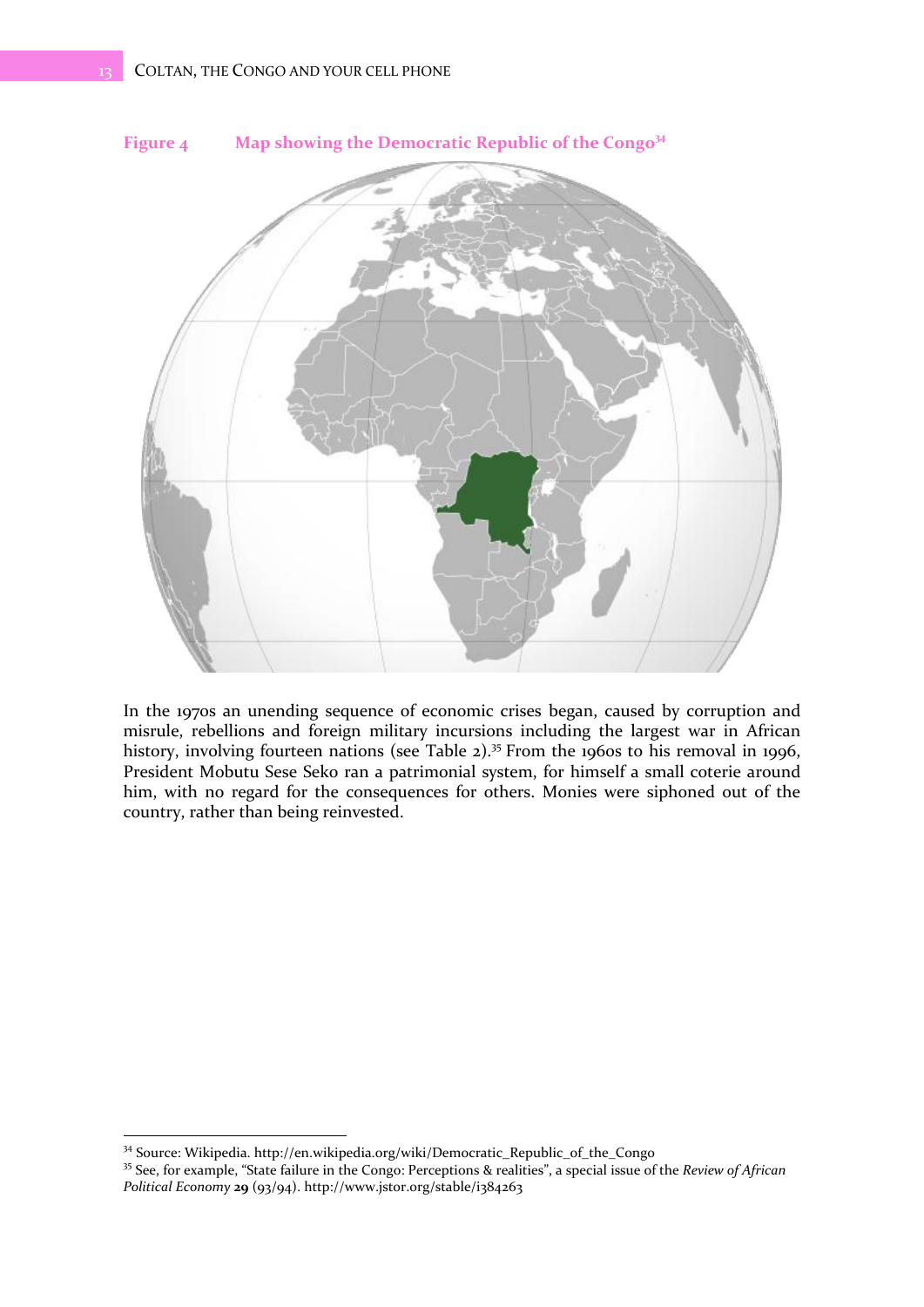**Figure 4 Map showing the Democratic Republic of the Congo**[34]

In the 1970s an unending sequence of economic crises began, caused by corruption and misrule, rebellions and foreign military incursions including the largest war in African history, involving fourteen nations (see Table 2).[35] From the 1960s to his removal in 1996, President Mobutu Sese Seko ran a patrimonial system, for himself a small coterie around him, with no regard for the consequences for others. Monies were siphoned out of the country, rather than being reinvested.

---

[34] Source: Wikipedia. http://en.wikipedia.org/wiki/Democratic_Republic_of_the_Congo

[35] See, for example, "State failure in the Congo: Perceptions & realities", a special issue of the *Review of African Political Economy* **29** (93/94). http://www.jstor.org/stable/i384263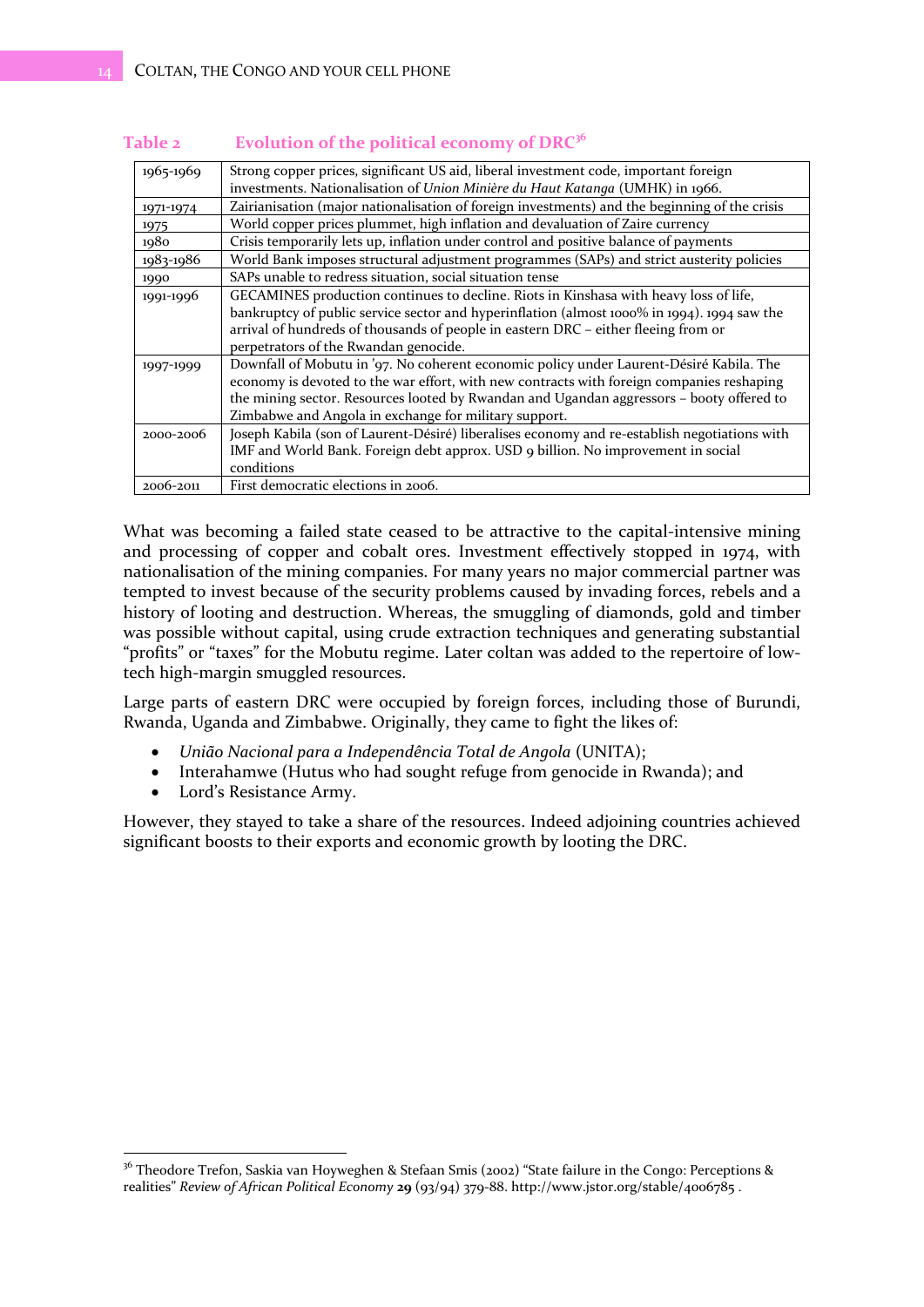**Table 2 Evolution of the political economy of DRC**[36]

| Period | Description |
|---|---|
| 1965-1969 | Strong copper prices, significant US aid, liberal investment code, important foreign investments. Nationalisation of *Union Minière du Haut Katanga* (UMHK) in 1966. |
| 1971-1974 | Zairianisation (major nationalisation of foreign investments) and the beginning of the crisis |
| 1975 | World copper prices plummet, high inflation and devaluation of Zaire currency |
| 1980 | Crisis temporarily lets up, inflation under control and positive balance of payments |
| 1983-1986 | World Bank imposes structural adjustment programmes (SAPs) and strict austerity policies |
| 1990 | SAPs unable to redress situation, social situation tense |
| 1991-1996 | GECAMINES production continues to decline. Riots in Kinshasa with heavy loss of life, bankruptcy of public service sector and hyperinflation (almost 1000% in 1994). 1994 saw the arrival of hundreds of thousands of people in eastern DRC – either fleeing from or perpetrators of the Rwandan genocide. |
| 1997-1999 | Downfall of Mobutu in '97. No coherent economic policy under Laurent-Désiré Kabila. The economy is devoted to the war effort, with new contracts with foreign companies reshaping the mining sector. Resources looted by Rwandan and Ugandan aggressors – booty offered to Zimbabwe and Angola in exchange for military support. |
| 2000-2006 | Joseph Kabila (son of Laurent-Désiré) liberalises economy and re-establish negotiations with IMF and World Bank. Foreign debt approx. USD 9 billion. No improvement in social conditions |
| 2006-2011 | First democratic elections in 2006. |

What was becoming a failed state ceased to be attractive to the capital-intensive mining and processing of copper and cobalt ores. Investment effectively stopped in 1974, with nationalisation of the mining companies. For many years no major commercial partner was tempted to invest because of the security problems caused by invading forces, rebels and a history of looting and destruction. Whereas, the smuggling of diamonds, gold and timber was possible without capital, using crude extraction techniques and generating substantial "profits" or "taxes" for the Mobutu regime. Later coltan was added to the repertoire of low-tech high-margin smuggled resources.

Large parts of eastern DRC were occupied by foreign forces, including those of Burundi, Rwanda, Uganda and Zimbabwe. Originally, they came to fight the likes of:

- *União Nacional para a Independência Total de Angola* (UNITA);
- Interahamwe (Hutus who had sought refuge from genocide in Rwanda); and
- Lord's Resistance Army.

However, they stayed to take a share of the resources. Indeed adjoining countries achieved significant boosts to their exports and economic growth by looting the DRC.

---

[36] Theodore Trefon, Saskia van Hoyweghen & Stefaan Smis (2002) "State failure in the Congo: Perceptions & realities" *Review of African Political Economy* **29** (93/94) 379-88. http://www.jstor.org/stable/4006785 .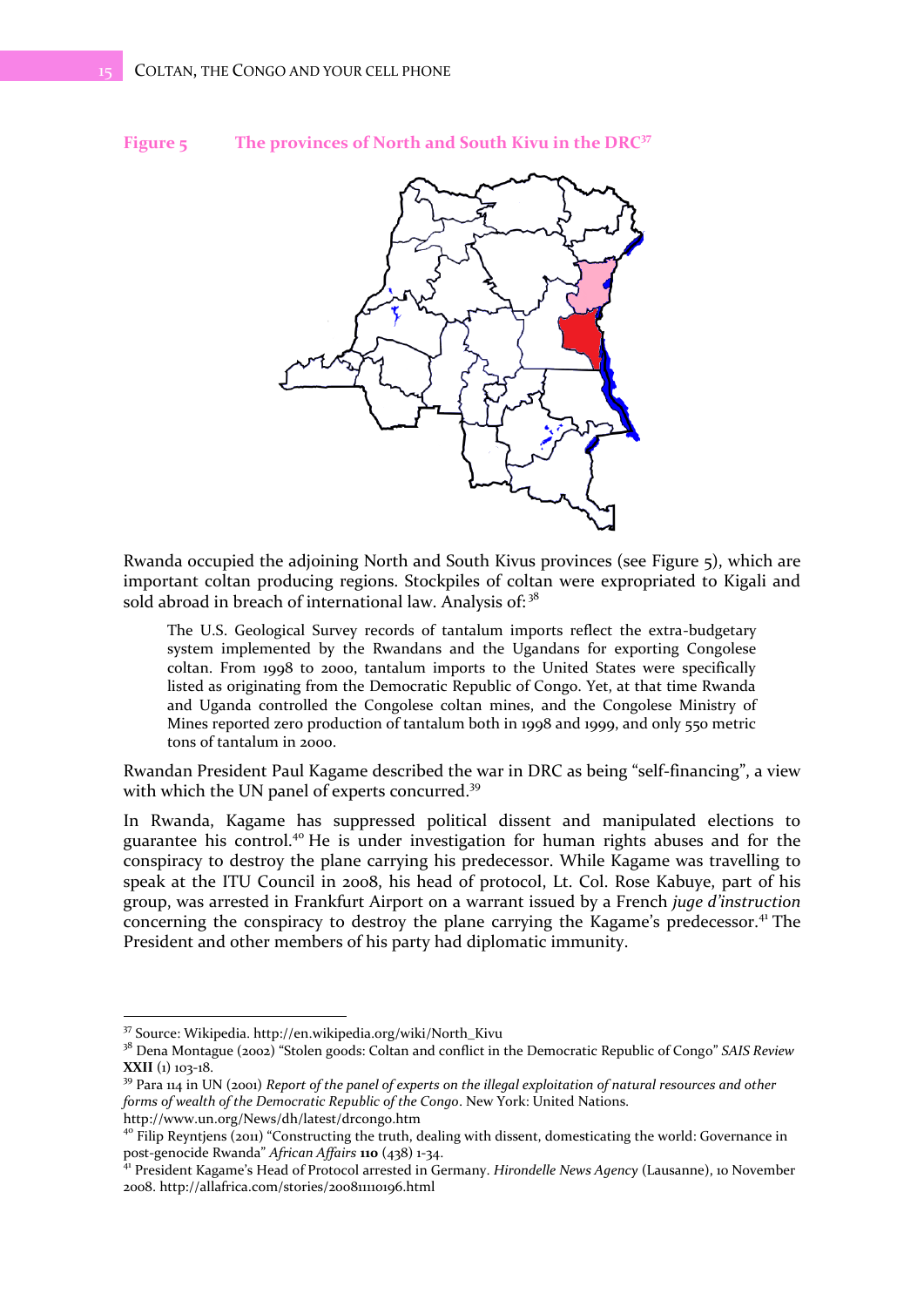**Figure 5 The provinces of North and South Kivu in the DRC[37]**

Rwanda occupied the adjoining North and South Kivus provinces (see Figure 5), which are important coltan producing regions. Stockpiles of coltan were expropriated to Kigali and sold abroad in breach of international law. Analysis of:[38]

> The U.S. Geological Survey records of tantalum imports reflect the extra-budgetary system implemented by the Rwandans and the Ugandans for exporting Congolese coltan. From 1998 to 2000, tantalum imports to the United States were specifically listed as originating from the Democratic Republic of Congo. Yet, at that time Rwanda and Uganda controlled the Congolese coltan mines, and the Congolese Ministry of Mines reported zero production of tantalum both in 1998 and 1999, and only 550 metric tons of tantalum in 2000.

Rwandan President Paul Kagame described the war in DRC as being "self-financing", a view with which the UN panel of experts concurred.[39]

In Rwanda, Kagame has suppressed political dissent and manipulated elections to guarantee his control.[40] He is under investigation for human rights abuses and for the conspiracy to destroy the plane carrying his predecessor. While Kagame was travelling to speak at the ITU Council in 2008, his head of protocol, Lt. Col. Rose Kabuye, part of his group, was arrested in Frankfurt Airport on a warrant issued by a French *juge d'instruction* concerning the conspiracy to destroy the plane carrying the Kagame's predecessor.[41] The President and other members of his party had diplomatic immunity.

---

[37] Source: Wikipedia. http://en.wikipedia.org/wiki/North_Kivu

[38] Dena Montague (2002) "Stolen goods: Coltan and conflict in the Democratic Republic of Congo" *SAIS Review* **XXII** (1) 103-18.

[39] Para 114 in UN (2001) *Report of the panel of experts on the illegal exploitation of natural resources and other forms of wealth of the Democratic Republic of the Congo*. New York: United Nations. http://www.un.org/News/dh/latest/drcongo.htm

[40] Filip Reyntjens (2011) "Constructing the truth, dealing with dissent, domesticating the world: Governance in post-genocide Rwanda" *African Affairs* **110** (438) 1-34.

[41] President Kagame's Head of Protocol arrested in Germany. *Hirondelle News Agency* (Lausanne), 10 November 2008. http://allafrica.com/stories/200811110196.html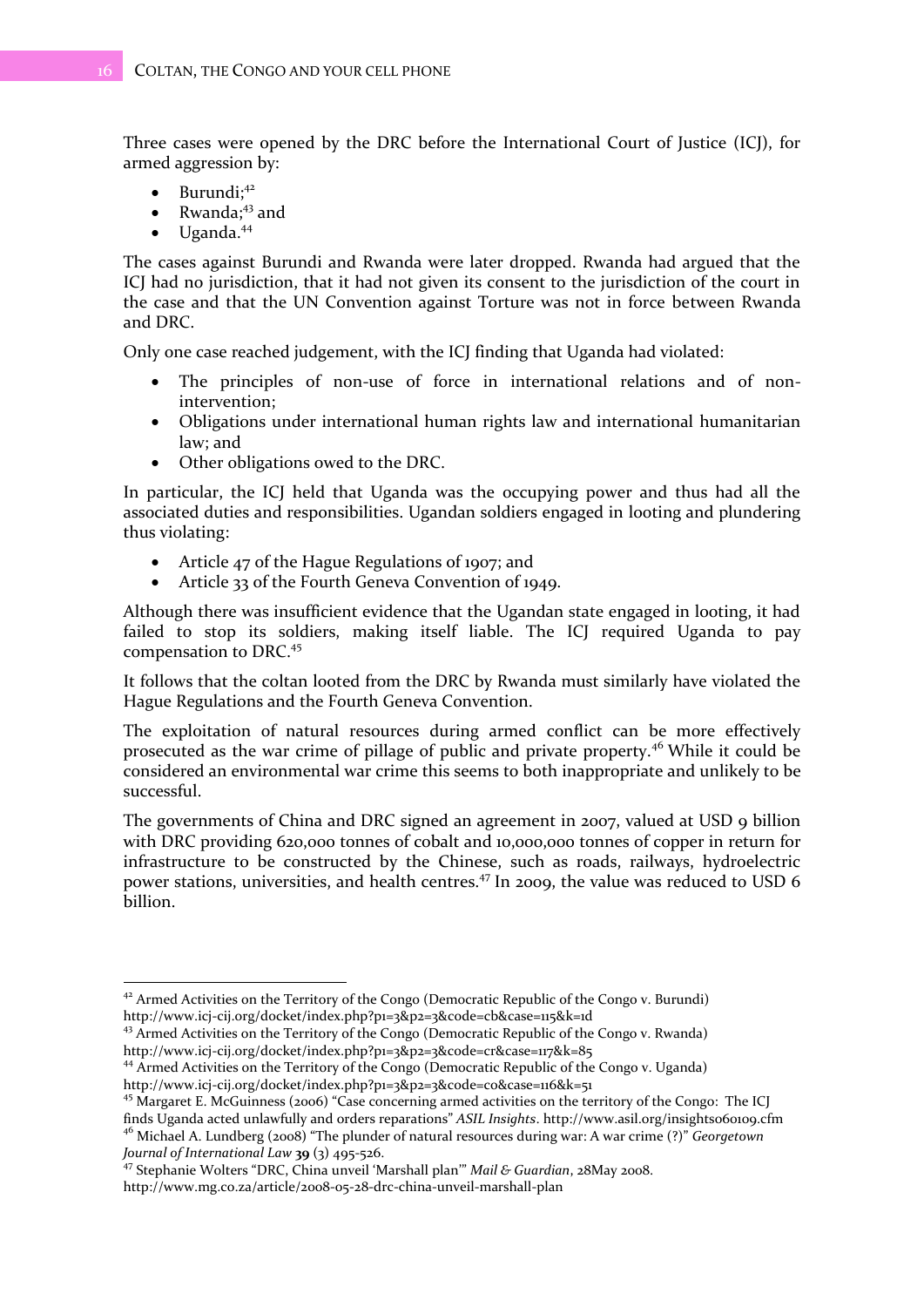Three cases were opened by the DRC before the International Court of Justice (ICJ), for armed aggression by:

- Burundi;[42]
- Rwanda;[43] and
- Uganda.[44]

The cases against Burundi and Rwanda were later dropped. Rwanda had argued that the ICJ had no jurisdiction, that it had not given its consent to the jurisdiction of the court in the case and that the UN Convention against Torture was not in force between Rwanda and DRC.

Only one case reached judgement, with the ICJ finding that Uganda had violated:

- The principles of non-use of force in international relations and of non-intervention;
- Obligations under international human rights law and international humanitarian law; and
- Other obligations owed to the DRC.

In particular, the ICJ held that Uganda was the occupying power and thus had all the associated duties and responsibilities. Ugandan soldiers engaged in looting and plundering thus violating:

- Article 47 of the Hague Regulations of 1907; and
- Article 33 of the Fourth Geneva Convention of 1949.

Although there was insufficient evidence that the Ugandan state engaged in looting, it had failed to stop its soldiers, making itself liable. The ICJ required Uganda to pay compensation to DRC.[45]

It follows that the coltan looted from the DRC by Rwanda must similarly have violated the Hague Regulations and the Fourth Geneva Convention.

The exploitation of natural resources during armed conflict can be more effectively prosecuted as the war crime of pillage of public and private property.[46] While it could be considered an environmental war crime this seems to both inappropriate and unlikely to be successful.

The governments of China and DRC signed an agreement in 2007, valued at USD 9 billion with DRC providing 620,000 tonnes of cobalt and 10,000,000 tonnes of copper in return for infrastructure to be constructed by the Chinese, such as roads, railways, hydroelectric power stations, universities, and health centres.[47] In 2009, the value was reduced to USD 6 billion.

---

[42] Armed Activities on the Territory of the Congo (Democratic Republic of the Congo v. Burundi) http://www.icj-cij.org/docket/index.php?p1=3&p2=3&code=cb&case=115&k=1d

[43] Armed Activities on the Territory of the Congo (Democratic Republic of the Congo v. Rwanda) http://www.icj-cij.org/docket/index.php?p1=3&p2=3&code=cr&case=117&k=85

[44] Armed Activities on the Territory of the Congo (Democratic Republic of the Congo v. Uganda) http://www.icj-cij.org/docket/index.php?p1=3&p2=3&code=co&case=116&k=51

[45] Margaret E. McGuinness (2006) "Case concerning armed activities on the territory of the Congo: The ICJ finds Uganda acted unlawfully and orders reparations" *ASIL Insights*. http://www.asil.org/insights060109.cfm

[46] Michael A. Lundberg (2008) "The plunder of natural resources during war: A war crime (?)" *Georgetown Journal of International Law* **39** (3) 495-526.

[47] Stephanie Wolters "DRC, China unveil 'Marshall plan'" *Mail & Guardian*, 28May 2008. http://www.mg.co.za/article/2008-05-28-drc-china-unveil-marshall-plan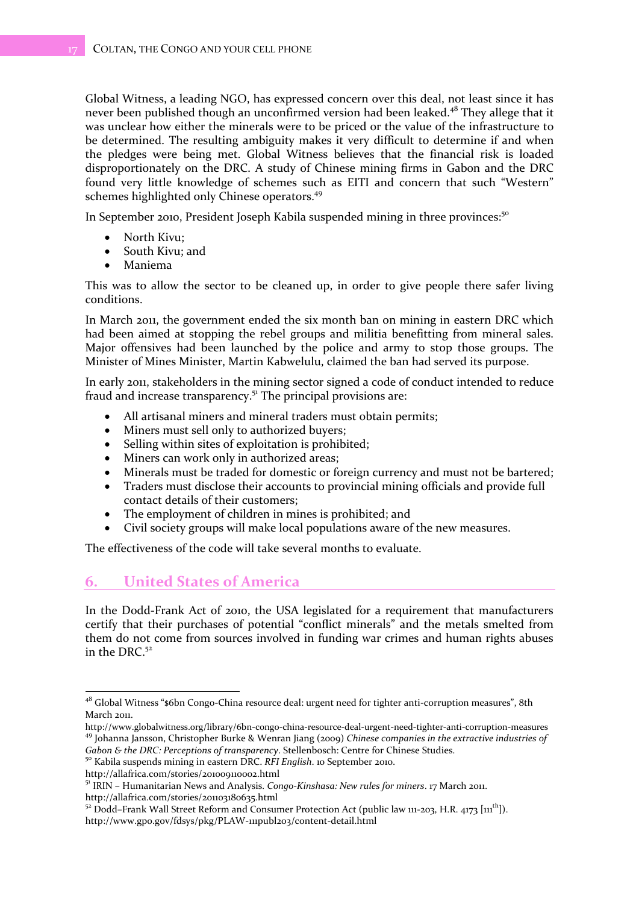Global Witness, a leading NGO, has expressed concern over this deal, not least since it has never been published though an unconfirmed version had been leaked.[48] They allege that it was unclear how either the minerals were to be priced or the value of the infrastructure to be determined. The resulting ambiguity makes it very difficult to determine if and when the pledges were being met. Global Witness believes that the financial risk is loaded disproportionately on the DRC. A study of Chinese mining firms in Gabon and the DRC found very little knowledge of schemes such as EITI and concern that such "Western" schemes highlighted only Chinese operators.[49]

In September 2010, President Joseph Kabila suspended mining in three provinces:[50]

- North Kivu;
- South Kivu; and
- Maniema

This was to allow the sector to be cleaned up, in order to give people there safer living conditions.

In March 2011, the government ended the six month ban on mining in eastern DRC which had been aimed at stopping the rebel groups and militia benefitting from mineral sales. Major offensives had been launched by the police and army to stop those groups. The Minister of Mines Minister, Martin Kabwelulu, claimed the ban had served its purpose.

In early 2011, stakeholders in the mining sector signed a code of conduct intended to reduce fraud and increase transparency.[51] The principal provisions are:

- All artisanal miners and mineral traders must obtain permits;
- Miners must sell only to authorized buyers;
- Selling within sites of exploitation is prohibited;
- Miners can work only in authorized areas;
- Minerals must be traded for domestic or foreign currency and must not be bartered;
- Traders must disclose their accounts to provincial mining officials and provide full contact details of their customers;
- The employment of children in mines is prohibited; and
- Civil society groups will make local populations aware of the new measures.

The effectiveness of the code will take several months to evaluate.

## 6. United States of America

In the Dodd-Frank Act of 2010, the USA legislated for a requirement that manufacturers certify that their purchases of potential "conflict minerals" and the metals smelted from them do not come from sources involved in funding war crimes and human rights abuses in the DRC.[52]

---

[48] Global Witness "$6bn Congo-China resource deal: urgent need for tighter anti-corruption measures", 8th March 2011.
http://www.globalwitness.org/library/6bn-congo-china-resource-deal-urgent-need-tighter-anti-corruption-measures

[49] Johanna Jansson, Christopher Burke & Wenran Jiang (2009) *Chinese companies in the extractive industries of Gabon & the DRC: Perceptions of transparency*. Stellenbosch: Centre for Chinese Studies.

[50] Kabila suspends mining in eastern DRC. *RFI English*. 10 September 2010.
http://allafrica.com/stories/201009110002.html

[51] IRIN – Humanitarian News and Analysis. *Congo-Kinshasa: New rules for miners*. 17 March 2011.
http://allafrica.com/stories/201103180635.html

[52] Dodd–Frank Wall Street Reform and Consumer Protection Act (public law 111-203, H.R. 4173 [111th]).
http://www.gpo.gov/fdsys/pkg/PLAW-111publ203/content-detail.html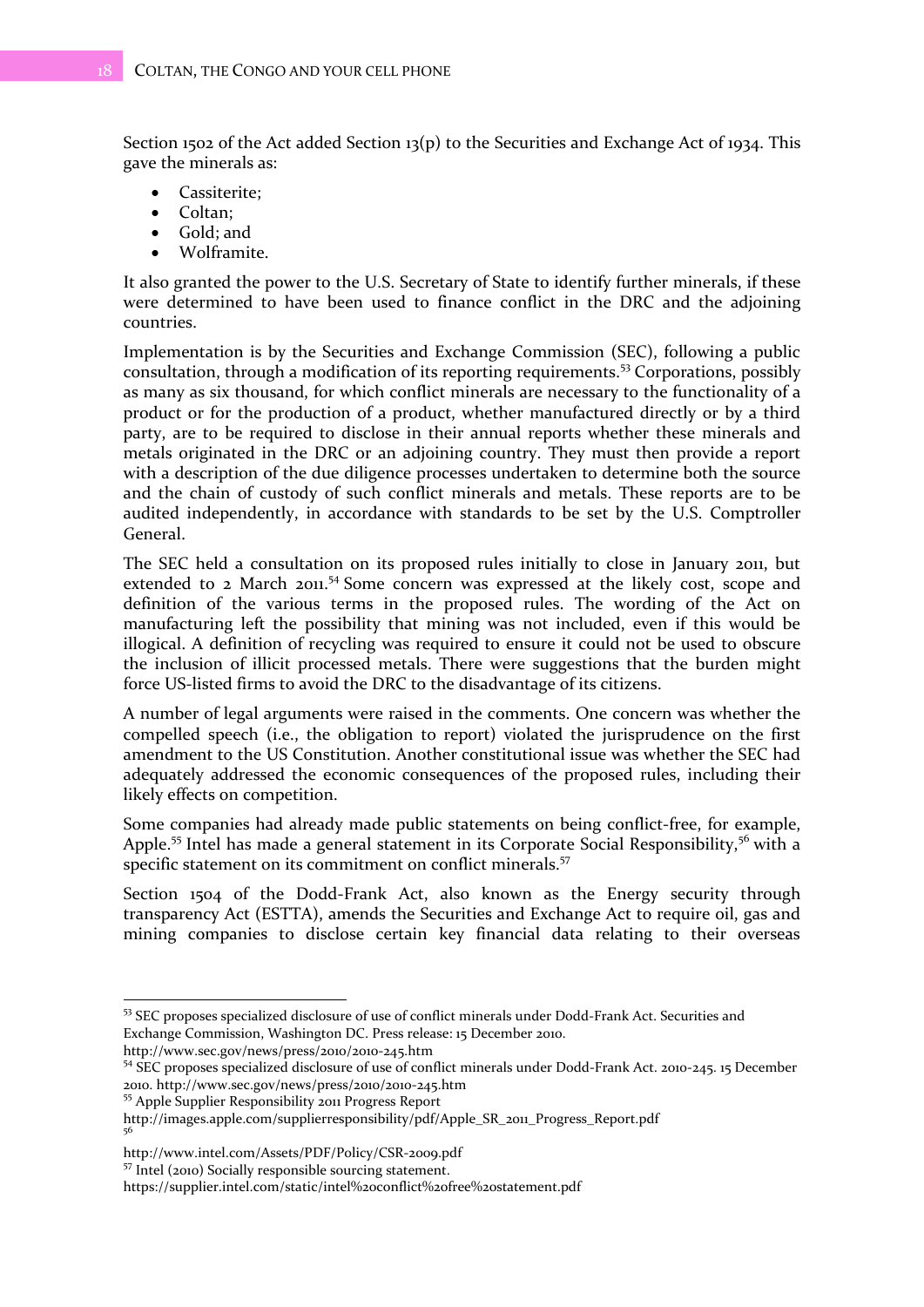Section 1502 of the Act added Section 13(p) to the Securities and Exchange Act of 1934. This gave the minerals as:

- Cassiterite;
- Coltan;
- Gold; and
- Wolframite.

It also granted the power to the U.S. Secretary of State to identify further minerals, if these were determined to have been used to finance conflict in the DRC and the adjoining countries.

Implementation is by the Securities and Exchange Commission (SEC), following a public consultation, through a modification of its reporting requirements.[53] Corporations, possibly as many as six thousand, for which conflict minerals are necessary to the functionality of a product or for the production of a product, whether manufactured directly or by a third party, are to be required to disclose in their annual reports whether these minerals and metals originated in the DRC or an adjoining country. They must then provide a report with a description of the due diligence processes undertaken to determine both the source and the chain of custody of such conflict minerals and metals. These reports are to be audited independently, in accordance with standards to be set by the U.S. Comptroller General.

The SEC held a consultation on its proposed rules initially to close in January 2011, but extended to 2 March 2011.[54] Some concern was expressed at the likely cost, scope and definition of the various terms in the proposed rules. The wording of the Act on manufacturing left the possibility that mining was not included, even if this would be illogical. A definition of recycling was required to ensure it could not be used to obscure the inclusion of illicit processed metals. There were suggestions that the burden might force US-listed firms to avoid the DRC to the disadvantage of its citizens.

A number of legal arguments were raised in the comments. One concern was whether the compelled speech (i.e., the obligation to report) violated the jurisprudence on the first amendment to the US Constitution. Another constitutional issue was whether the SEC had adequately addressed the economic consequences of the proposed rules, including their likely effects on competition.

Some companies had already made public statements on being conflict-free, for example, Apple.[55] Intel has made a general statement in its Corporate Social Responsibility,[56] with a specific statement on its commitment on conflict minerals.[57]

Section 1504 of the Dodd-Frank Act, also known as the Energy security through transparency Act (ESTTA), amends the Securities and Exchange Act to require oil, gas and mining companies to disclose certain key financial data relating to their overseas

---

[53] SEC proposes specialized disclosure of use of conflict minerals under Dodd-Frank Act. Securities and Exchange Commission, Washington DC. Press release: 15 December 2010. http://www.sec.gov/news/press/2010/2010-245.htm

[54] SEC proposes specialized disclosure of use of conflict minerals under Dodd-Frank Act. 2010-245. 15 December 2010. http://www.sec.gov/news/press/2010/2010-245.htm

[55] Apple Supplier Responsibility 2011 Progress Report http://images.apple.com/supplierresponsibility/pdf/Apple_SR_2011_Progress_Report.pdf

[56] http://www.intel.com/Assets/PDF/Policy/CSR-2009.pdf

[57] Intel (2010) Socially responsible sourcing statement. https://supplier.intel.com/static/intel%20conflict%20free%20statement.pdf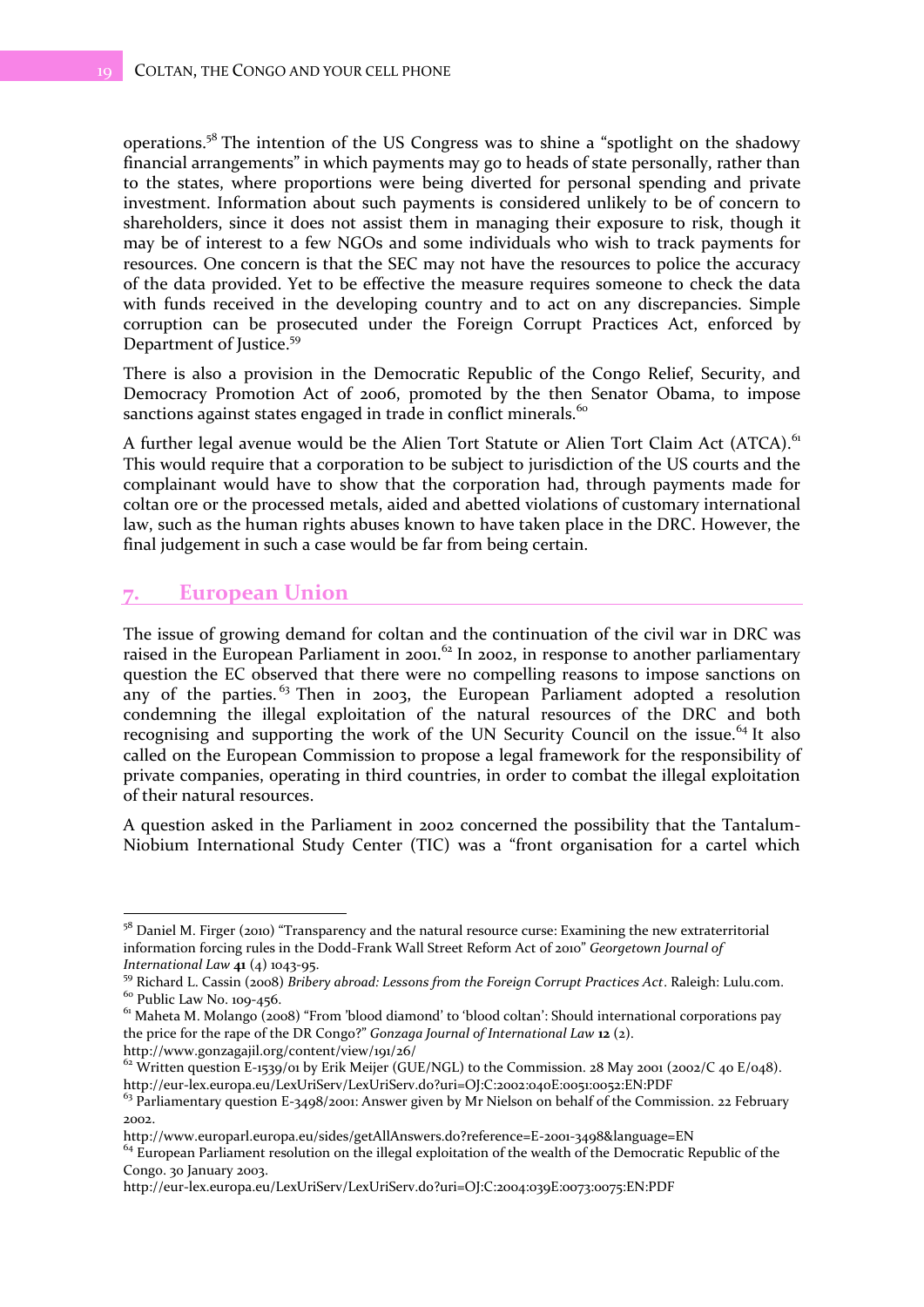operations.[58] The intention of the US Congress was to shine a "spotlight on the shadowy financial arrangements" in which payments may go to heads of state personally, rather than to the states, where proportions were being diverted for personal spending and private investment. Information about such payments is considered unlikely to be of concern to shareholders, since it does not assist them in managing their exposure to risk, though it may be of interest to a few NGOs and some individuals who wish to track payments for resources. One concern is that the SEC may not have the resources to police the accuracy of the data provided. Yet to be effective the measure requires someone to check the data with funds received in the developing country and to act on any discrepancies. Simple corruption can be prosecuted under the Foreign Corrupt Practices Act, enforced by Department of Justice.[59]

There is also a provision in the Democratic Republic of the Congo Relief, Security, and Democracy Promotion Act of 2006, promoted by the then Senator Obama, to impose sanctions against states engaged in trade in conflict minerals.[60]

A further legal avenue would be the Alien Tort Statute or Alien Tort Claim Act (ATCA).[61] This would require that a corporation to be subject to jurisdiction of the US courts and the complainant would have to show that the corporation had, through payments made for coltan ore or the processed metals, aided and abetted violations of customary international law, such as the human rights abuses known to have taken place in the DRC. However, the final judgement in such a case would be far from being certain.

## 7. European Union

The issue of growing demand for coltan and the continuation of the civil war in DRC was raised in the European Parliament in 2001.[62] In 2002, in response to another parliamentary question the EC observed that there were no compelling reasons to impose sanctions on any of the parties.[63] Then in 2003, the European Parliament adopted a resolution condemning the illegal exploitation of the natural resources of the DRC and both recognising and supporting the work of the UN Security Council on the issue.[64] It also called on the European Commission to propose a legal framework for the responsibility of private companies, operating in third countries, in order to combat the illegal exploitation of their natural resources.

A question asked in the Parliament in 2002 concerned the possibility that the Tantalum-Niobium International Study Center (TIC) was a "front organisation for a cartel which

---

[58] Daniel M. Firger (2010) "Transparency and the natural resource curse: Examining the new extraterritorial information forcing rules in the Dodd-Frank Wall Street Reform Act of 2010" *Georgetown Journal of International Law* **41** (4) 1043-95.

[59] Richard L. Cassin (2008) *Bribery abroad: Lessons from the Foreign Corrupt Practices Act*. Raleigh: Lulu.com.

[60] Public Law No. 109-456.

[61] Maheta M. Molango (2008) "From 'blood diamond' to 'blood coltan': Should international corporations pay the price for the rape of the DR Congo?" *Gonzaga Journal of International Law* **12** (2). http://www.gonzagajil.org/content/view/191/26/

[62] Written question E-1539/01 by Erik Meijer (GUE/NGL) to the Commission. 28 May 2001 (2002/C 40 E/048). http://eur-lex.europa.eu/LexUriServ/LexUriServ.do?uri=OJ:C:2002:040E:0051:0052:EN:PDF

[63] Parliamentary question E-3498/2001: Answer given by Mr Nielson on behalf of the Commission. 22 February 2002. http://www.europarl.europa.eu/sides/getAllAnswers.do?reference=E-2001-3498&language=EN

[64] European Parliament resolution on the illegal exploitation of the wealth of the Democratic Republic of the Congo. 30 January 2003. http://eur-lex.europa.eu/LexUriServ/LexUriServ.do?uri=OJ:C:2004:039E:0073:0075:EN:PDF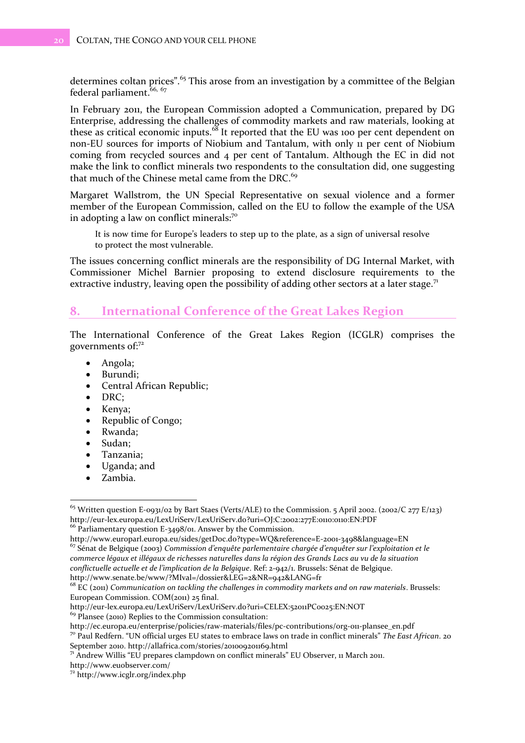determines coltan prices".[65] This arose from an investigation by a committee of the Belgian federal parliament.[66, 67]

In February 2011, the European Commission adopted a Communication, prepared by DG Enterprise, addressing the challenges of commodity markets and raw materials, looking at these as critical economic inputs.[68] It reported that the EU was 100 per cent dependent on non-EU sources for imports of Niobium and Tantalum, with only 11 per cent of Niobium coming from recycled sources and 4 per cent of Tantalum. Although the EC in did not make the link to conflict minerals two respondents to the consultation did, one suggesting that much of the Chinese metal came from the DRC.[69]

Margaret Wallstrom, the UN Special Representative on sexual violence and a former member of the European Commission, called on the EU to follow the example of the USA in adopting a law on conflict minerals:[70]

> It is now time for Europe's leaders to step up to the plate, as a sign of universal resolve to protect the most vulnerable.

The issues concerning conflict minerals are the responsibility of DG Internal Market, with Commissioner Michel Barnier proposing to extend disclosure requirements to the extractive industry, leaving open the possibility of adding other sectors at a later stage.[71]

## 8. International Conference of the Great Lakes Region

The International Conference of the Great Lakes Region (ICGLR) comprises the governments of:[72]

- Angola;
- Burundi;
- Central African Republic;
- DRC;
- Kenya;
- Republic of Congo;
- Rwanda;
- Sudan;
- Tanzania;
- Uganda; and
- Zambia.

---

[65] Written question E-0931/02 by Bart Staes (Verts/ALE) to the Commission. 5 April 2002. (2002/C 277 E/123) http://eur-lex.europa.eu/LexUriServ/LexUriServ.do?uri=OJ:C:2002:277E:0110:0110:EN:PDF

[66] Parliamentary question E-3498/01. Answer by the Commission. http://www.europarl.europa.eu/sides/getDoc.do?type=WQ&reference=E-2001-3498&language=EN

[67] Sénat de Belgique (2003) *Commission d'enquête parlementaire chargée d'enquêter sur l'exploitation et le commerce légaux et illégaux de richesses naturelles dans la région des Grands Lacs au vu de la situation conflictuelle actuelle et de l'implication de la Belgique*. Ref: 2-942/1. Brussels: Sénat de Belgique. http://www.senate.be/www/?MIval=/dossier&LEG=2&NR=942&LANG=fr

[68] EC (2011) *Communication on tackling the challenges in commodity markets and on raw materials*. Brussels: European Commission. COM(2011) 25 final. http://eur-lex.europa.eu/LexUriServ/LexUriServ.do?uri=CELEX:52011PC0025:EN:NOT

[69] Plansee (2010) Replies to the Commission consultation: http://ec.europa.eu/enterprise/policies/raw-materials/files/pc-contributions/org-011-plansee_en.pdf

[70] Paul Redfern. "UN official urges EU states to embrace laws on trade in conflict minerals" *The East African*. 20 September 2010. http://allafrica.com/stories/201009201169.html

[71] Andrew Willis "EU prepares clampdown on conflict minerals" EU Observer, 11 March 2011. http://www.euobserver.com/

[72] http://www.icglr.org/index.php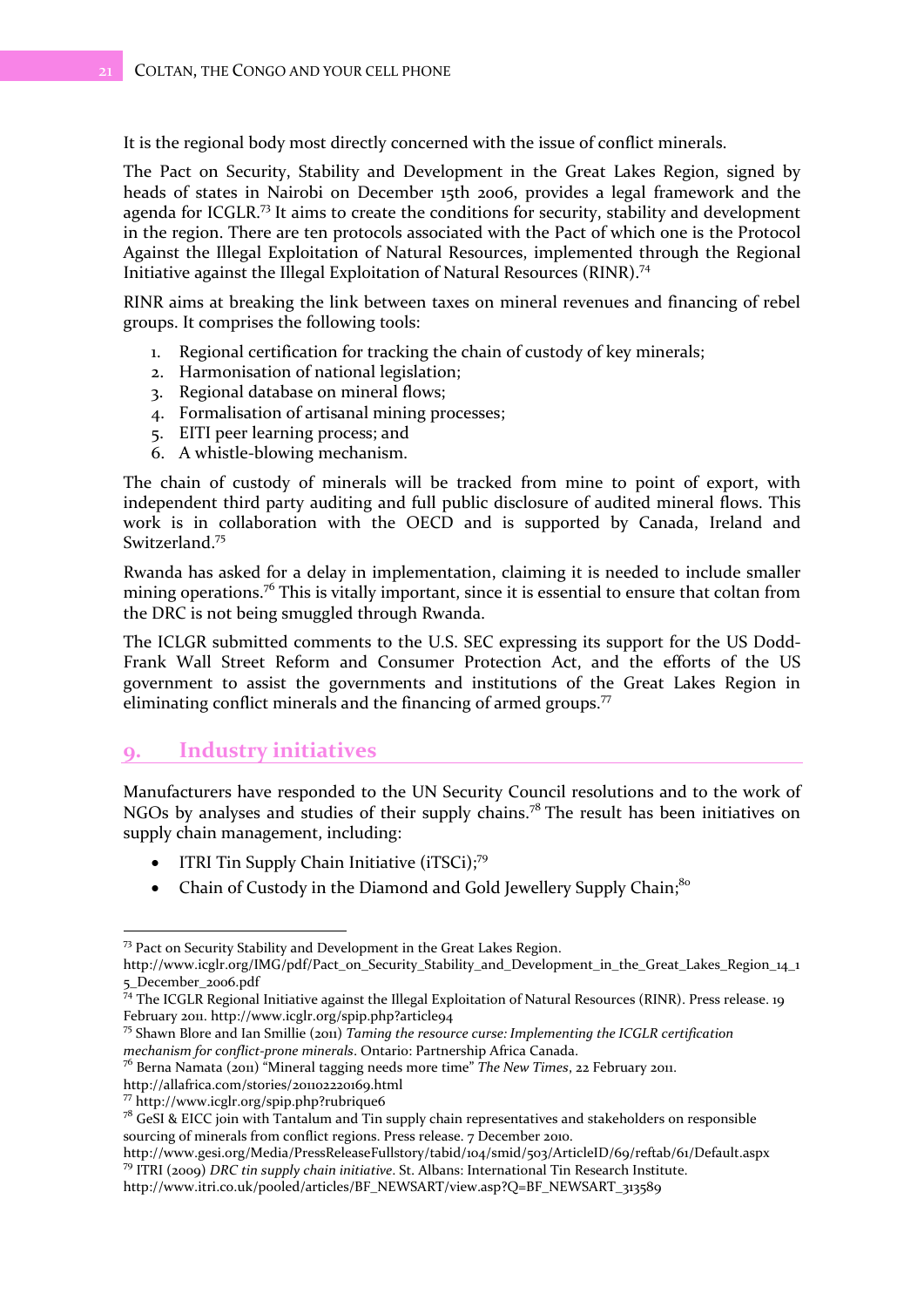It is the regional body most directly concerned with the issue of conflict minerals.

The Pact on Security, Stability and Development in the Great Lakes Region, signed by heads of states in Nairobi on December 15th 2006, provides a legal framework and the agenda for ICGLR.[73] It aims to create the conditions for security, stability and development in the region. There are ten protocols associated with the Pact of which one is the Protocol Against the Illegal Exploitation of Natural Resources, implemented through the Regional Initiative against the Illegal Exploitation of Natural Resources (RINR).[74]

RINR aims at breaking the link between taxes on mineral revenues and financing of rebel groups. It comprises the following tools:

1. Regional certification for tracking the chain of custody of key minerals;
2. Harmonisation of national legislation;
3. Regional database on mineral flows;
4. Formalisation of artisanal mining processes;
5. EITI peer learning process; and
6. A whistle-blowing mechanism.

The chain of custody of minerals will be tracked from mine to point of export, with independent third party auditing and full public disclosure of audited mineral flows. This work is in collaboration with the OECD and is supported by Canada, Ireland and Switzerland.[75]

Rwanda has asked for a delay in implementation, claiming it is needed to include smaller mining operations.[76] This is vitally important, since it is essential to ensure that coltan from the DRC is not being smuggled through Rwanda.

The ICLGR submitted comments to the U.S. SEC expressing its support for the US Dodd-Frank Wall Street Reform and Consumer Protection Act, and the efforts of the US government to assist the governments and institutions of the Great Lakes Region in eliminating conflict minerals and the financing of armed groups.[77]

## 9. Industry initiatives

Manufacturers have responded to the UN Security Council resolutions and to the work of NGOs by analyses and studies of their supply chains.[78] The result has been initiatives on supply chain management, including:

- ITRI Tin Supply Chain Initiative (iTSCi);[79]
- Chain of Custody in the Diamond and Gold Jewellery Supply Chain;[80]

---

[73] Pact on Security Stability and Development in the Great Lakes Region. http://www.icglr.org/IMG/pdf/Pact_on_Security_Stability_and_Development_in_the_Great_Lakes_Region_14_15_December_2006.pdf

[74] The ICGLR Regional Initiative against the Illegal Exploitation of Natural Resources (RINR). Press release. 19 February 2011. http://www.icglr.org/spip.php?article94

[75] Shawn Blore and Ian Smillie (2011) *Taming the resource curse: Implementing the ICGLR certification mechanism for conflict-prone minerals*. Ontario: Partnership Africa Canada.

[76] Berna Namata (2011) "Mineral tagging needs more time" *The New Times*, 22 February 2011. http://allafrica.com/stories/201102220169.html

[77] http://www.icglr.org/spip.php?rubrique6

[78] GeSI & EICC join with Tantalum and Tin supply chain representatives and stakeholders on responsible sourcing of minerals from conflict regions. Press release. 7 December 2010. http://www.gesi.org/Media/PressReleaseFullstory/tabid/104/smid/503/ArticleID/69/reftab/61/Default.aspx

[79] ITRI (2009) *DRC tin supply chain initiative*. St. Albans: International Tin Research Institute. http://www.itri.co.uk/pooled/articles/BF_NEWSART/view.asp?Q=BF_NEWSART_313589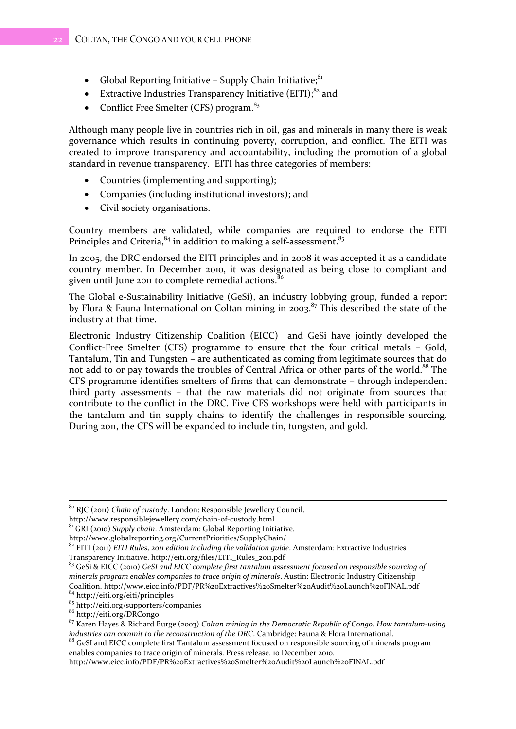- Global Reporting Initiative – Supply Chain Initiative;[81]
- Extractive Industries Transparency Initiative (EITI);[82] and
- Conflict Free Smelter (CFS) program.[83]

Although many people live in countries rich in oil, gas and minerals in many there is weak governance which results in continuing poverty, corruption, and conflict. The EITI was created to improve transparency and accountability, including the promotion of a global standard in revenue transparency. EITI has three categories of members:

- Countries (implementing and supporting);
- Companies (including institutional investors); and
- Civil society organisations.

Country members are validated, while companies are required to endorse the EITI Principles and Criteria,[84] in addition to making a self-assessment.[85]

In 2005, the DRC endorsed the EITI principles and in 2008 it was accepted it as a candidate country member. In December 2010, it was designated as being close to compliant and given until June 2011 to complete remedial actions.[86]

The Global e-Sustainability Initiative (GeSi), an industry lobbying group, funded a report by Flora & Fauna International on Coltan mining in 2003.[87] This described the state of the industry at that time.

Electronic Industry Citizenship Coalition (EICC) and GeSi have jointly developed the Conflict-Free Smelter (CFS) programme to ensure that the four critical metals – Gold, Tantalum, Tin and Tungsten – are authenticated as coming from legitimate sources that do not add to or pay towards the troubles of Central Africa or other parts of the world.[88] The CFS programme identifies smelters of firms that can demonstrate – through independent third party assessments – that the raw materials did not originate from sources that contribute to the conflict in the DRC. Five CFS workshops were held with participants in the tantalum and tin supply chains to identify the challenges in responsible sourcing. During 2011, the CFS will be expanded to include tin, tungsten, and gold.

---

[80] RJC (2011) *Chain of custody*. London: Responsible Jewellery Council. http://www.responsiblejewellery.com/chain-of-custody.html

[81] GRI (2010) *Supply chain*. Amsterdam: Global Reporting Initiative. http://www.globalreporting.org/CurrentPriorities/SupplyChain/

[82] EITI (2011) *EITI Rules, 2011 edition including the validation guide*. Amsterdam: Extractive Industries Transparency Initiative. http://eiti.org/files/EITI_Rules_2011.pdf

[83] GeSi & EICC (2010) *GeSI and EICC complete first tantalum assessment focused on responsible sourcing of minerals program enables companies to trace origin of minerals*. Austin: Electronic Industry Citizenship Coalition. http://www.eicc.info/PDF/PR%20Extractives%20Smelter%20Audit%20Launch%20FINAL.pdf

[84] http://eiti.org/eiti/principles

[85] http://eiti.org/supporters/companies

[86] http://eiti.org/DRCongo

[87] Karen Hayes & Richard Burge (2003) *Coltan mining in the Democratic Republic of Congo: How tantalum-using industries can commit to the reconstruction of the DRC*. Cambridge: Fauna & Flora International.

[88] GeSI and EICC complete first Tantalum assessment focused on responsible sourcing of minerals program enables companies to trace origin of minerals. Press release. 10 December 2010. http://www.eicc.info/PDF/PR%20Extractives%20Smelter%20Audit%20Launch%20FINAL.pdf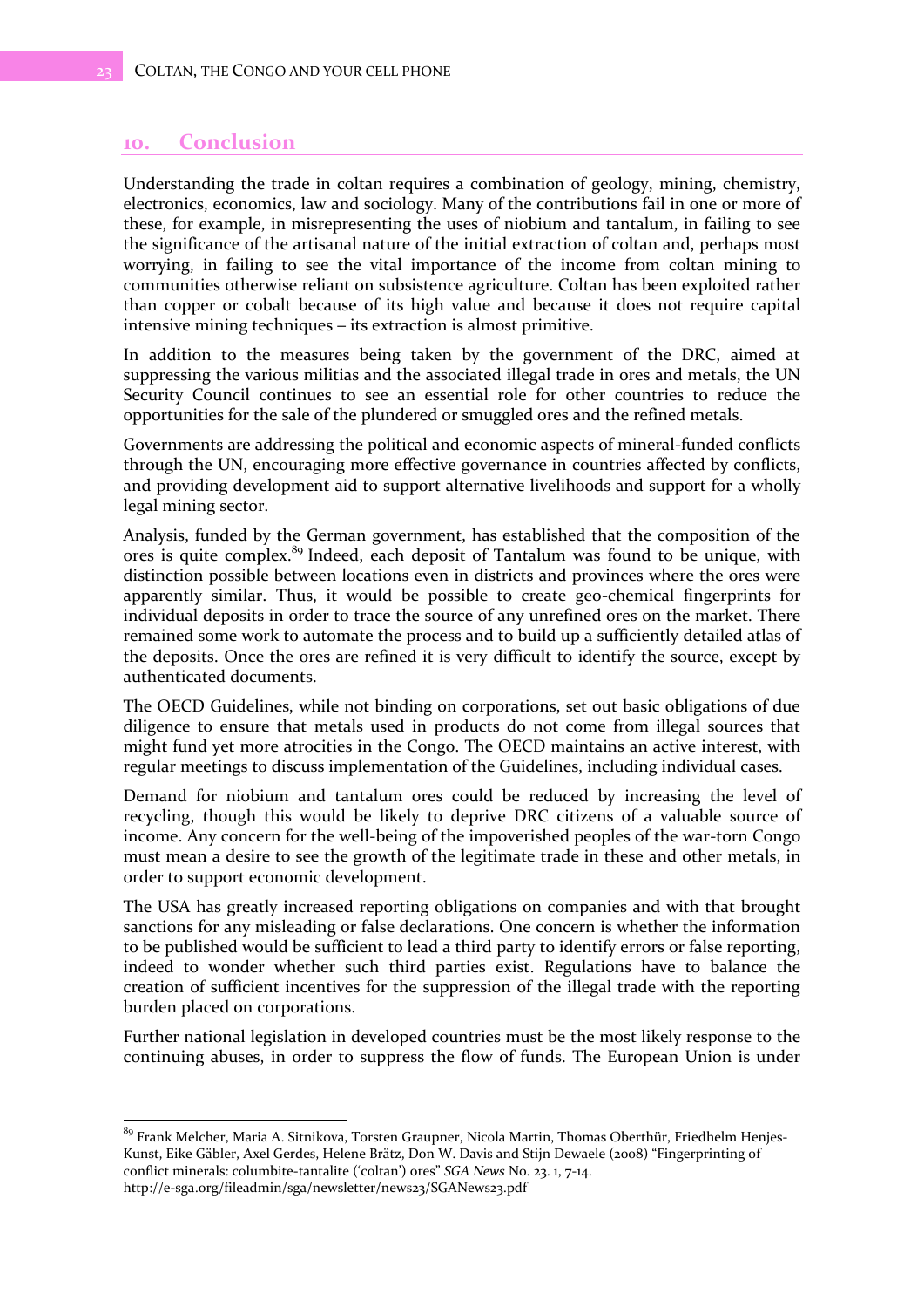## 10. Conclusion

Understanding the trade in coltan requires a combination of geology, mining, chemistry, electronics, economics, law and sociology. Many of the contributions fail in one or more of these, for example, in misrepresenting the uses of niobium and tantalum, in failing to see the significance of the artisanal nature of the initial extraction of coltan and, perhaps most worrying, in failing to see the vital importance of the income from coltan mining to communities otherwise reliant on subsistence agriculture. Coltan has been exploited rather than copper or cobalt because of its high value and because it does not require capital intensive mining techniques – its extraction is almost primitive.

In addition to the measures being taken by the government of the DRC, aimed at suppressing the various militias and the associated illegal trade in ores and metals, the UN Security Council continues to see an essential role for other countries to reduce the opportunities for the sale of the plundered or smuggled ores and the refined metals.

Governments are addressing the political and economic aspects of mineral-funded conflicts through the UN, encouraging more effective governance in countries affected by conflicts, and providing development aid to support alternative livelihoods and support for a wholly legal mining sector.

Analysis, funded by the German government, has established that the composition of the ores is quite complex.[89] Indeed, each deposit of Tantalum was found to be unique, with distinction possible between locations even in districts and provinces where the ores were apparently similar. Thus, it would be possible to create geo-chemical fingerprints for individual deposits in order to trace the source of any unrefined ores on the market. There remained some work to automate the process and to build up a sufficiently detailed atlas of the deposits. Once the ores are refined it is very difficult to identify the source, except by authenticated documents.

The OECD Guidelines, while not binding on corporations, set out basic obligations of due diligence to ensure that metals used in products do not come from illegal sources that might fund yet more atrocities in the Congo. The OECD maintains an active interest, with regular meetings to discuss implementation of the Guidelines, including individual cases.

Demand for niobium and tantalum ores could be reduced by increasing the level of recycling, though this would be likely to deprive DRC citizens of a valuable source of income. Any concern for the well-being of the impoverished peoples of the war-torn Congo must mean a desire to see the growth of the legitimate trade in these and other metals, in order to support economic development.

The USA has greatly increased reporting obligations on companies and with that brought sanctions for any misleading or false declarations. One concern is whether the information to be published would be sufficient to lead a third party to identify errors or false reporting, indeed to wonder whether such third parties exist. Regulations have to balance the creation of sufficient incentives for the suppression of the illegal trade with the reporting burden placed on corporations.

Further national legislation in developed countries must be the most likely response to the continuing abuses, in order to suppress the flow of funds. The European Union is under

---

[89] Frank Melcher, Maria A. Sitnikova, Torsten Graupner, Nicola Martin, Thomas Oberthür, Friedhelm Henjes-Kunst, Eike Gäbler, Axel Gerdes, Helene Brätz, Don W. Davis and Stijn Dewaele (2008) "Fingerprinting of conflict minerals: columbite-tantalite ('coltan') ores" *SGA News* No. 23. 1, 7-14. http://e-sga.org/fileadmin/sga/newsletter/news23/SGANews23.pdf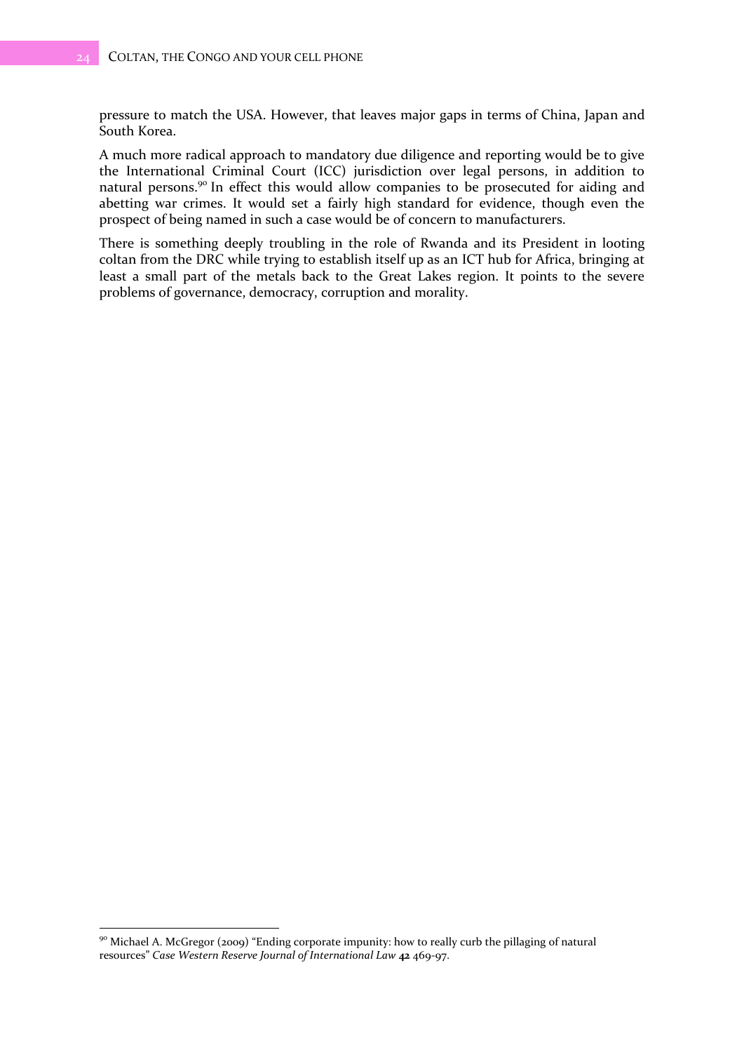pressure to match the USA. However, that leaves major gaps in terms of China, Japan and South Korea.

A much more radical approach to mandatory due diligence and reporting would be to give the International Criminal Court (ICC) jurisdiction over legal persons, in addition to natural persons.[90] In effect this would allow companies to be prosecuted for aiding and abetting war crimes. It would set a fairly high standard for evidence, though even the prospect of being named in such a case would be of concern to manufacturers.

There is something deeply troubling in the role of Rwanda and its President in looting coltan from the DRC while trying to establish itself up as an ICT hub for Africa, bringing at least a small part of the metals back to the Great Lakes region. It points to the severe problems of governance, democracy, corruption and morality.

---

[90] Michael A. McGregor (2009) "Ending corporate impunity: how to really curb the pillaging of natural resources" *Case Western Reserve Journal of International Law* **42** 469-97.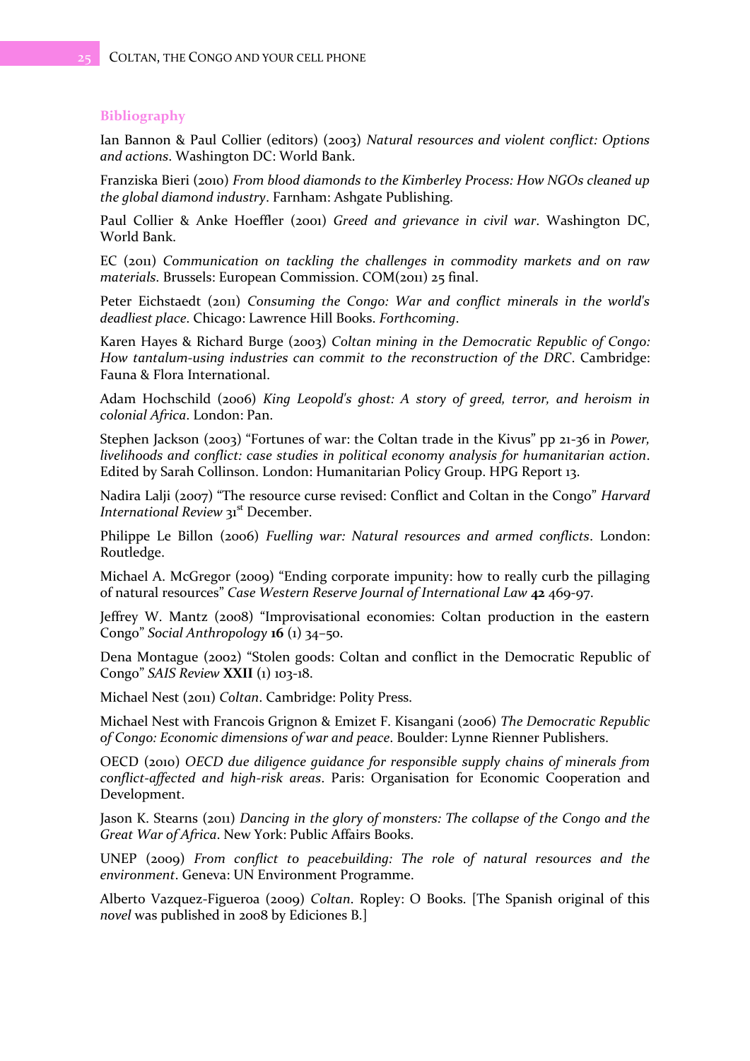## Bibliography

Ian Bannon & Paul Collier (editors) (2003) *Natural resources and violent conflict: Options and actions*. Washington DC: World Bank.

Franziska Bieri (2010) *From blood diamonds to the Kimberley Process: How NGOs cleaned up the global diamond industry*. Farnham: Ashgate Publishing.

Paul Collier & Anke Hoeffler (2001) *Greed and grievance in civil war*. Washington DC, World Bank.

EC (2011) *Communication on tackling the challenges in commodity markets and on raw materials*. Brussels: European Commission. COM(2011) 25 final.

Peter Eichstaedt (2011) *Consuming the Congo: War and conflict minerals in the world's deadliest place*. Chicago: Lawrence Hill Books. *Forthcoming*.

Karen Hayes & Richard Burge (2003) *Coltan mining in the Democratic Republic of Congo: How tantalum-using industries can commit to the reconstruction of the DRC*. Cambridge: Fauna & Flora International.

Adam Hochschild (2006) *King Leopold's ghost: A story of greed, terror, and heroism in colonial Africa*. London: Pan.

Stephen Jackson (2003) "Fortunes of war: the Coltan trade in the Kivus" pp 21-36 in *Power, livelihoods and conflict: case studies in political economy analysis for humanitarian action*. Edited by Sarah Collinson. London: Humanitarian Policy Group. HPG Report 13.

Nadira Lalji (2007) "The resource curse revised: Conflict and Coltan in the Congo" *Harvard International Review* 31st December.

Philippe Le Billon (2006) *Fuelling war: Natural resources and armed conflicts*. London: Routledge.

Michael A. McGregor (2009) "Ending corporate impunity: how to really curb the pillaging of natural resources" *Case Western Reserve Journal of International Law* **42** 469-97.

Jeffrey W. Mantz (2008) "Improvisational economies: Coltan production in the eastern Congo" *Social Anthropology* **16** (1) 34–50.

Dena Montague (2002) "Stolen goods: Coltan and conflict in the Democratic Republic of Congo" *SAIS Review* **XXII** (1) 103-18.

Michael Nest (2011) *Coltan*. Cambridge: Polity Press.

Michael Nest with Francois Grignon & Emizet F. Kisangani (2006) *The Democratic Republic of Congo: Economic dimensions of war and peace*. Boulder: Lynne Rienner Publishers.

OECD (2010) *OECD due diligence guidance for responsible supply chains of minerals from conflict-affected and high-risk areas*. Paris: Organisation for Economic Cooperation and Development.

Jason K. Stearns (2011) *Dancing in the glory of monsters: The collapse of the Congo and the Great War of Africa*. New York: Public Affairs Books.

UNEP (2009) *From conflict to peacebuilding: The role of natural resources and the environment*. Geneva: UN Environment Programme.

Alberto Vazquez-Figueroa (2009) *Coltan*. Ropley: O Books. [The Spanish original of this *novel* was published in 2008 by Ediciones B.]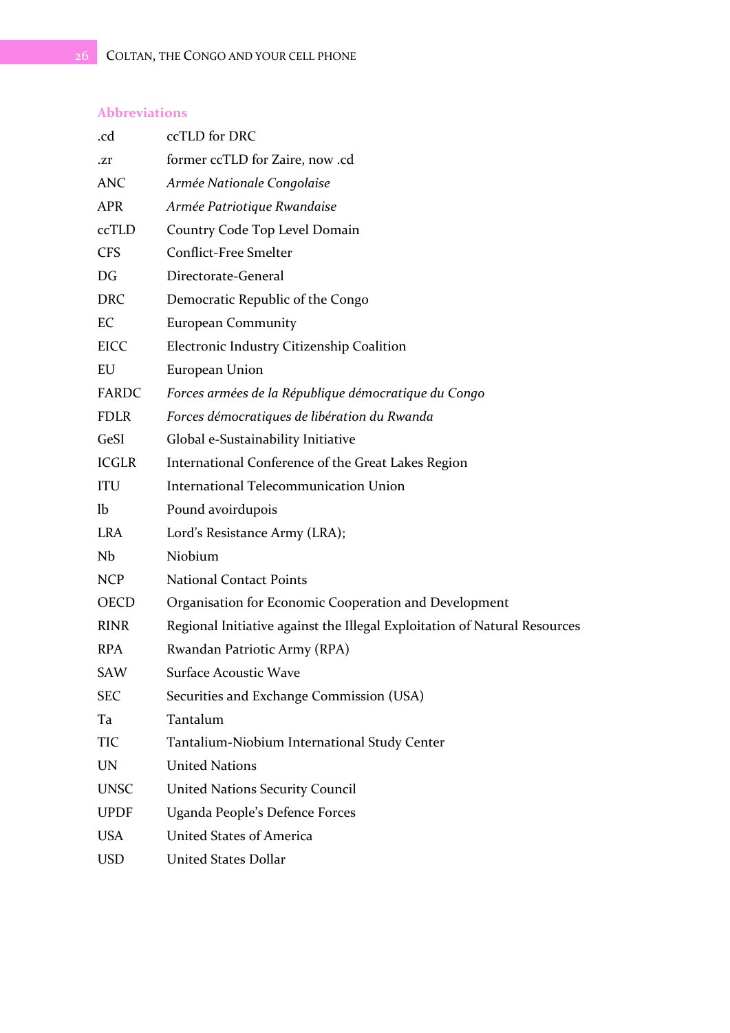## Abbreviations

| | |
|---|---|
| .cd | ccTLD for DRC |
| .zr | former ccTLD for Zaire, now .cd |
| ANC | *Armée Nationale Congolaise* |
| APR | *Armée Patriotique Rwandaise* |
| ccTLD | Country Code Top Level Domain |
| CFS | Conflict-Free Smelter |
| DG | Directorate-General |
| DRC | Democratic Republic of the Congo |
| EC | European Community |
| EICC | Electronic Industry Citizenship Coalition |
| EU | European Union |
| FARDC | *Forces armées de la République démocratique du Congo* |
| FDLR | *Forces démocratiques de libération du Rwanda* |
| GeSI | Global e-Sustainability Initiative |
| ICGLR | International Conference of the Great Lakes Region |
| ITU | International Telecommunication Union |
| lb | Pound avoirdupois |
| LRA | Lord's Resistance Army (LRA); |
| Nb | Niobium |
| NCP | National Contact Points |
| OECD | Organisation for Economic Cooperation and Development |
| RINR | Regional Initiative against the Illegal Exploitation of Natural Resources |
| RPA | Rwandan Patriotic Army (RPA) |
| SAW | Surface Acoustic Wave |
| SEC | Securities and Exchange Commission (USA) |
| Ta | Tantalum |
| TIC | Tantalium-Niobium International Study Center |
| UN | United Nations |
| UNSC | United Nations Security Council |
| UPDF | Uganda People's Defence Forces |
| USA | United States of America |
| USD | United States Dollar |